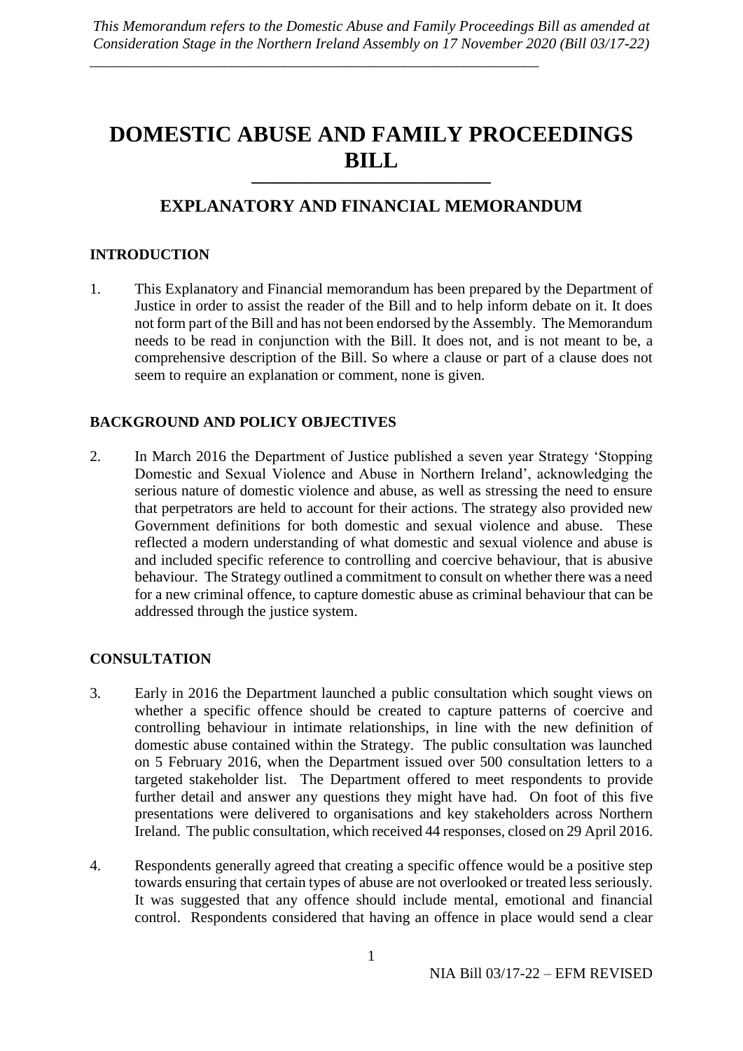*This Memorandum refers to the Domestic Abuse and Family Proceedings Bill as amended at Consideration Stage in the Northern Ireland Assembly on 17 November 2020 (Bill 03/17-22)*

# DOMESTIC ABUSE AND FAMILY PROCEEDINGS BILL

## EXPLANATORY AND FINANCIAL MEMORANDUM

### INTRODUCTION

1. This Explanatory and Financial memorandum has been prepared by the Department of Justice in order to assist the reader of the Bill and to help inform debate on it. It does not form part of the Bill and has not been endorsed by the Assembly. The Memorandum needs to be read in conjunction with the Bill. It does not, and is not meant to be, a comprehensive description of the Bill. So where a clause or part of a clause does not seem to require an explanation or comment, none is given.

### BACKGROUND AND POLICY OBJECTIVES

2. In March 2016 the Department of Justice published a seven year Strategy 'Stopping Domestic and Sexual Violence and Abuse in Northern Ireland', acknowledging the serious nature of domestic violence and abuse, as well as stressing the need to ensure that perpetrators are held to account for their actions. The strategy also provided new Government definitions for both domestic and sexual violence and abuse. These reflected a modern understanding of what domestic and sexual violence and abuse is and included specific reference to controlling and coercive behaviour, that is abusive behaviour. The Strategy outlined a commitment to consult on whether there was a need for a new criminal offence, to capture domestic abuse as criminal behaviour that can be addressed through the justice system.

### CONSULTATION

3. Early in 2016 the Department launched a public consultation which sought views on whether a specific offence should be created to capture patterns of coercive and controlling behaviour in intimate relationships, in line with the new definition of domestic abuse contained within the Strategy. The public consultation was launched on 5 February 2016, when the Department issued over 500 consultation letters to a targeted stakeholder list. The Department offered to meet respondents to provide further detail and answer any questions they might have had. On foot of this five presentations were delivered to organisations and key stakeholders across Northern Ireland. The public consultation, which received 44 responses, closed on 29 April 2016.

4. Respondents generally agreed that creating a specific offence would be a positive step towards ensuring that certain types of abuse are not overlooked or treated less seriously. It was suggested that any offence should include mental, emotional and financial control. Respondents considered that having an offence in place would send a clear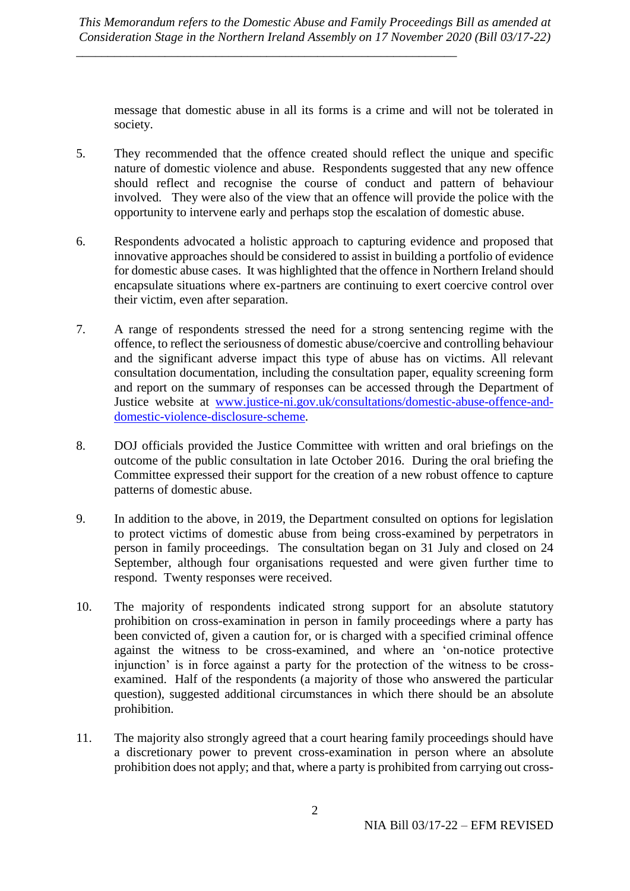message that domestic abuse in all its forms is a crime and will not be tolerated in society.

5. They recommended that the offence created should reflect the unique and specific nature of domestic violence and abuse. Respondents suggested that any new offence should reflect and recognise the course of conduct and pattern of behaviour involved. They were also of the view that an offence will provide the police with the opportunity to intervene early and perhaps stop the escalation of domestic abuse.

6. Respondents advocated a holistic approach to capturing evidence and proposed that innovative approaches should be considered to assist in building a portfolio of evidence for domestic abuse cases. It was highlighted that the offence in Northern Ireland should encapsulate situations where ex-partners are continuing to exert coercive control over their victim, even after separation.

7. A range of respondents stressed the need for a strong sentencing regime with the offence, to reflect the seriousness of domestic abuse/coercive and controlling behaviour and the significant adverse impact this type of abuse has on victims. All relevant consultation documentation, including the consultation paper, equality screening form and report on the summary of responses can be accessed through the Department of Justice website at [www.justice-ni.gov.uk/consultations/domestic-abuse-offence-and-domestic-violence-disclosure-scheme](www.justice-ni.gov.uk/consultations/domestic-abuse-offence-and-domestic-violence-disclosure-scheme).

8. DOJ officials provided the Justice Committee with written and oral briefings on the outcome of the public consultation in late October 2016. During the oral briefing the Committee expressed their support for the creation of a new robust offence to capture patterns of domestic abuse.

9. In addition to the above, in 2019, the Department consulted on options for legislation to protect victims of domestic abuse from being cross-examined by perpetrators in person in family proceedings. The consultation began on 31 July and closed on 24 September, although four organisations requested and were given further time to respond. Twenty responses were received.

10. The majority of respondents indicated strong support for an absolute statutory prohibition on cross-examination in person in family proceedings where a party has been convicted of, given a caution for, or is charged with a specified criminal offence against the witness to be cross-examined, and where an 'on-notice protective injunction' is in force against a party for the protection of the witness to be cross-examined. Half of the respondents (a majority of those who answered the particular question), suggested additional circumstances in which there should be an absolute prohibition.

11. The majority also strongly agreed that a court hearing family proceedings should have a discretionary power to prevent cross-examination in person where an absolute prohibition does not apply; and that, where a party is prohibited from carrying out cross-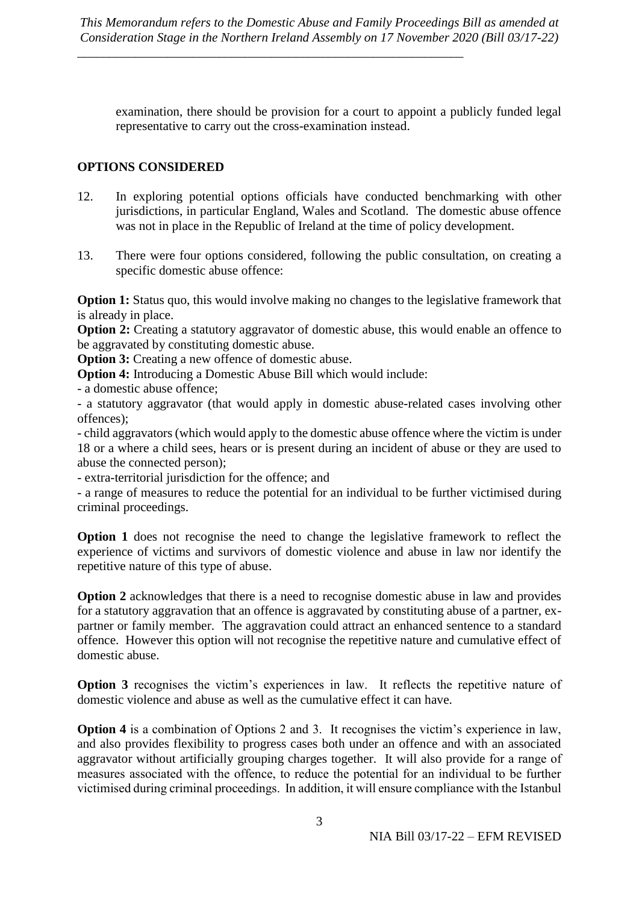examination, there should be provision for a court to appoint a publicly funded legal representative to carry out the cross-examination instead.

## OPTIONS CONSIDERED

12. In exploring potential options officials have conducted benchmarking with other jurisdictions, in particular England, Wales and Scotland. The domestic abuse offence was not in place in the Republic of Ireland at the time of policy development.

13. There were four options considered, following the public consultation, on creating a specific domestic abuse offence:

**Option 1:** Status quo, this would involve making no changes to the legislative framework that is already in place.

**Option 2:** Creating a statutory aggravator of domestic abuse, this would enable an offence to be aggravated by constituting domestic abuse.

**Option 3:** Creating a new offence of domestic abuse.

**Option 4:** Introducing a Domestic Abuse Bill which would include:

- a domestic abuse offence;
- a statutory aggravator (that would apply in domestic abuse-related cases involving other offences);
- child aggravators (which would apply to the domestic abuse offence where the victim is under 18 or a where a child sees, hears or is present during an incident of abuse or they are used to abuse the connected person);
- extra-territorial jurisdiction for the offence; and
- a range of measures to reduce the potential for an individual to be further victimised during criminal proceedings.

**Option 1** does not recognise the need to change the legislative framework to reflect the experience of victims and survivors of domestic violence and abuse in law nor identify the repetitive nature of this type of abuse.

**Option 2** acknowledges that there is a need to recognise domestic abuse in law and provides for a statutory aggravation that an offence is aggravated by constituting abuse of a partner, ex-partner or family member. The aggravation could attract an enhanced sentence to a standard offence. However this option will not recognise the repetitive nature and cumulative effect of domestic abuse.

**Option 3** recognises the victim's experiences in law. It reflects the repetitive nature of domestic violence and abuse as well as the cumulative effect it can have.

**Option 4** is a combination of Options 2 and 3. It recognises the victim's experience in law, and also provides flexibility to progress cases both under an offence and with an associated aggravator without artificially grouping charges together. It will also provide for a range of measures associated with the offence, to reduce the potential for an individual to be further victimised during criminal proceedings. In addition, it will ensure compliance with the Istanbul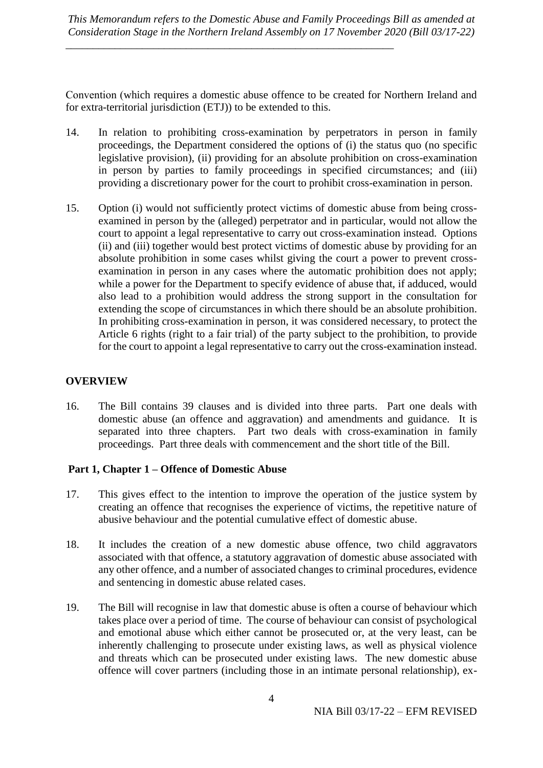Convention (which requires a domestic abuse offence to be created for Northern Ireland and for extra-territorial jurisdiction (ETJ)) to be extended to this.

14. In relation to prohibiting cross-examination by perpetrators in person in family proceedings, the Department considered the options of (i) the status quo (no specific legislative provision), (ii) providing for an absolute prohibition on cross-examination in person by parties to family proceedings in specified circumstances; and (iii) providing a discretionary power for the court to prohibit cross-examination in person.

15. Option (i) would not sufficiently protect victims of domestic abuse from being cross-examined in person by the (alleged) perpetrator and in particular, would not allow the court to appoint a legal representative to carry out cross-examination instead. Options (ii) and (iii) together would best protect victims of domestic abuse by providing for an absolute prohibition in some cases whilst giving the court a power to prevent cross-examination in person in any cases where the automatic prohibition does not apply; while a power for the Department to specify evidence of abuse that, if adduced, would also lead to a prohibition would address the strong support in the consultation for extending the scope of circumstances in which there should be an absolute prohibition. In prohibiting cross-examination in person, it was considered necessary, to protect the Article 6 rights (right to a fair trial) of the party subject to the prohibition, to provide for the court to appoint a legal representative to carry out the cross-examination instead.

## OVERVIEW

16. The Bill contains 39 clauses and is divided into three parts. Part one deals with domestic abuse (an offence and aggravation) and amendments and guidance. It is separated into three chapters. Part two deals with cross-examination in family proceedings. Part three deals with commencement and the short title of the Bill.

### Part 1, Chapter 1 – Offence of Domestic Abuse

17. This gives effect to the intention to improve the operation of the justice system by creating an offence that recognises the experience of victims, the repetitive nature of abusive behaviour and the potential cumulative effect of domestic abuse.

18. It includes the creation of a new domestic abuse offence, two child aggravators associated with that offence, a statutory aggravation of domestic abuse associated with any other offence, and a number of associated changes to criminal procedures, evidence and sentencing in domestic abuse related cases.

19. The Bill will recognise in law that domestic abuse is often a course of behaviour which takes place over a period of time. The course of behaviour can consist of psychological and emotional abuse which either cannot be prosecuted or, at the very least, can be inherently challenging to prosecute under existing laws, as well as physical violence and threats which can be prosecuted under existing laws. The new domestic abuse offence will cover partners (including those in an intimate personal relationship), ex-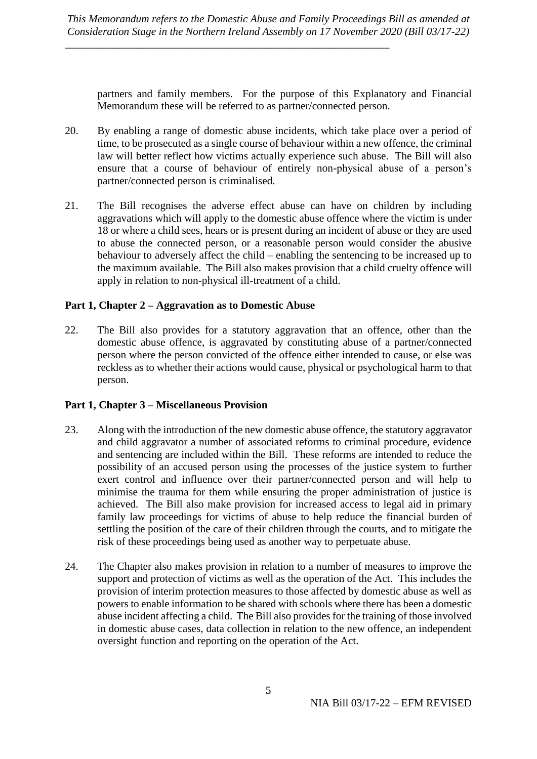partners and family members. For the purpose of this Explanatory and Financial Memorandum these will be referred to as partner/connected person.

20. By enabling a range of domestic abuse incidents, which take place over a period of time, to be prosecuted as a single course of behaviour within a new offence, the criminal law will better reflect how victims actually experience such abuse. The Bill will also ensure that a course of behaviour of entirely non-physical abuse of a person's partner/connected person is criminalised.

21. The Bill recognises the adverse effect abuse can have on children by including aggravations which will apply to the domestic abuse offence where the victim is under 18 or where a child sees, hears or is present during an incident of abuse or they are used to abuse the connected person, or a reasonable person would consider the abusive behaviour to adversely affect the child – enabling the sentencing to be increased up to the maximum available. The Bill also makes provision that a child cruelty offence will apply in relation to non-physical ill-treatment of a child.

**Part 1, Chapter 2 – Aggravation as to Domestic Abuse**

22. The Bill also provides for a statutory aggravation that an offence, other than the domestic abuse offence, is aggravated by constituting abuse of a partner/connected person where the person convicted of the offence either intended to cause, or else was reckless as to whether their actions would cause, physical or psychological harm to that person.

**Part 1, Chapter 3 – Miscellaneous Provision**

23. Along with the introduction of the new domestic abuse offence, the statutory aggravator and child aggravator a number of associated reforms to criminal procedure, evidence and sentencing are included within the Bill. These reforms are intended to reduce the possibility of an accused person using the processes of the justice system to further exert control and influence over their partner/connected person and will help to minimise the trauma for them while ensuring the proper administration of justice is achieved. The Bill also make provision for increased access to legal aid in primary family law proceedings for victims of abuse to help reduce the financial burden of settling the position of the care of their children through the courts, and to mitigate the risk of these proceedings being used as another way to perpetuate abuse.

24. The Chapter also makes provision in relation to a number of measures to improve the support and protection of victims as well as the operation of the Act. This includes the provision of interim protection measures to those affected by domestic abuse as well as powers to enable information to be shared with schools where there has been a domestic abuse incident affecting a child. The Bill also provides for the training of those involved in domestic abuse cases, data collection in relation to the new offence, an independent oversight function and reporting on the operation of the Act.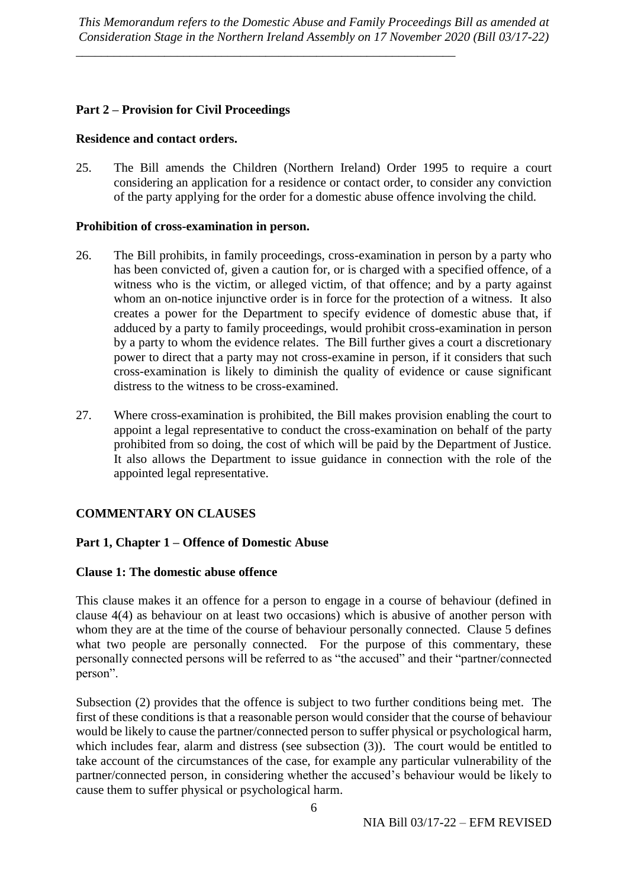## Part 2 – Provision for Civil Proceedings

### Residence and contact orders.

25. The Bill amends the Children (Northern Ireland) Order 1995 to require a court considering an application for a residence or contact order, to consider any conviction of the party applying for the order for a domestic abuse offence involving the child.

### Prohibition of cross-examination in person.

26. The Bill prohibits, in family proceedings, cross-examination in person by a party who has been convicted of, given a caution for, or is charged with a specified offence, of a witness who is the victim, or alleged victim, of that offence; and by a party against whom an on-notice injunctive order is in force for the protection of a witness. It also creates a power for the Department to specify evidence of domestic abuse that, if adduced by a party to family proceedings, would prohibit cross-examination in person by a party to whom the evidence relates. The Bill further gives a court a discretionary power to direct that a party may not cross-examine in person, if it considers that such cross-examination is likely to diminish the quality of evidence or cause significant distress to the witness to be cross-examined.

27. Where cross-examination is prohibited, the Bill makes provision enabling the court to appoint a legal representative to conduct the cross-examination on behalf of the party prohibited from so doing, the cost of which will be paid by the Department of Justice. It also allows the Department to issue guidance in connection with the role of the appointed legal representative.

## COMMENTARY ON CLAUSES

### Part 1, Chapter 1 – Offence of Domestic Abuse

### Clause 1: The domestic abuse offence

This clause makes it an offence for a person to engage in a course of behaviour (defined in clause 4(4) as behaviour on at least two occasions) which is abusive of another person with whom they are at the time of the course of behaviour personally connected. Clause 5 defines what two people are personally connected. For the purpose of this commentary, these personally connected persons will be referred to as "the accused" and their "partner/connected person".

Subsection (2) provides that the offence is subject to two further conditions being met. The first of these conditions is that a reasonable person would consider that the course of behaviour would be likely to cause the partner/connected person to suffer physical or psychological harm, which includes fear, alarm and distress (see subsection (3)). The court would be entitled to take account of the circumstances of the case, for example any particular vulnerability of the partner/connected person, in considering whether the accused's behaviour would be likely to cause them to suffer physical or psychological harm.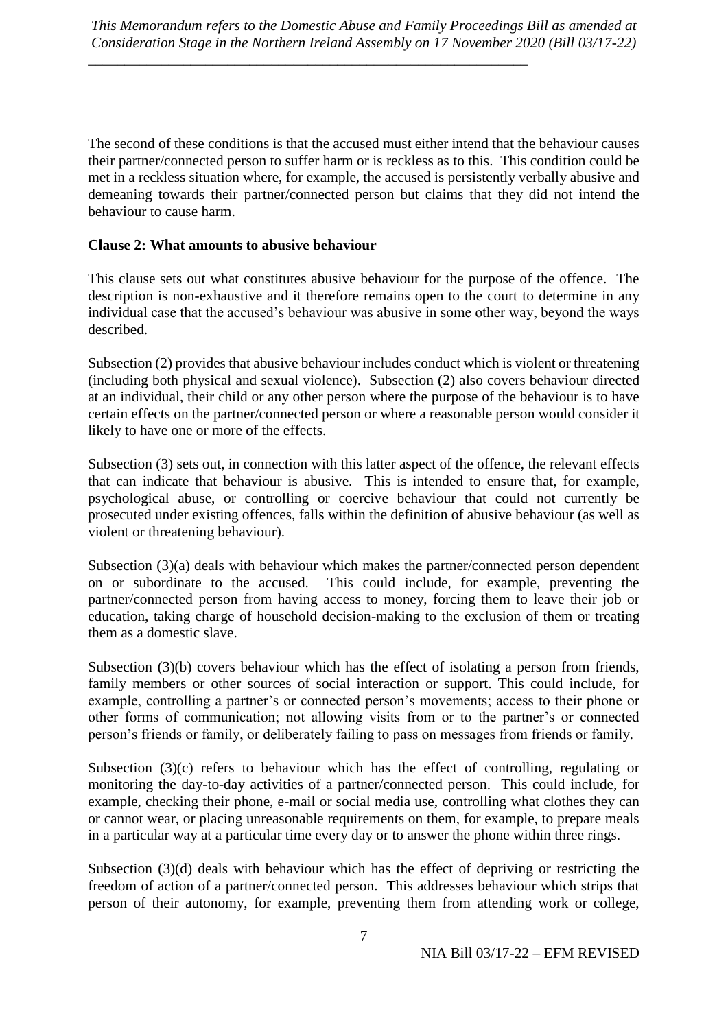The second of these conditions is that the accused must either intend that the behaviour causes their partner/connected person to suffer harm or is reckless as to this. This condition could be met in a reckless situation where, for example, the accused is persistently verbally abusive and demeaning towards their partner/connected person but claims that they did not intend the behaviour to cause harm.

**Clause 2: What amounts to abusive behaviour**

This clause sets out what constitutes abusive behaviour for the purpose of the offence. The description is non-exhaustive and it therefore remains open to the court to determine in any individual case that the accused's behaviour was abusive in some other way, beyond the ways described.

Subsection (2) provides that abusive behaviour includes conduct which is violent or threatening (including both physical and sexual violence). Subsection (2) also covers behaviour directed at an individual, their child or any other person where the purpose of the behaviour is to have certain effects on the partner/connected person or where a reasonable person would consider it likely to have one or more of the effects.

Subsection (3) sets out, in connection with this latter aspect of the offence, the relevant effects that can indicate that behaviour is abusive. This is intended to ensure that, for example, psychological abuse, or controlling or coercive behaviour that could not currently be prosecuted under existing offences, falls within the definition of abusive behaviour (as well as violent or threatening behaviour).

Subsection (3)(a) deals with behaviour which makes the partner/connected person dependent on or subordinate to the accused. This could include, for example, preventing the partner/connected person from having access to money, forcing them to leave their job or education, taking charge of household decision-making to the exclusion of them or treating them as a domestic slave.

Subsection (3)(b) covers behaviour which has the effect of isolating a person from friends, family members or other sources of social interaction or support. This could include, for example, controlling a partner's or connected person's movements; access to their phone or other forms of communication; not allowing visits from or to the partner's or connected person's friends or family, or deliberately failing to pass on messages from friends or family.

Subsection (3)(c) refers to behaviour which has the effect of controlling, regulating or monitoring the day-to-day activities of a partner/connected person. This could include, for example, checking their phone, e-mail or social media use, controlling what clothes they can or cannot wear, or placing unreasonable requirements on them, for example, to prepare meals in a particular way at a particular time every day or to answer the phone within three rings.

Subsection (3)(d) deals with behaviour which has the effect of depriving or restricting the freedom of action of a partner/connected person. This addresses behaviour which strips that person of their autonomy, for example, preventing them from attending work or college,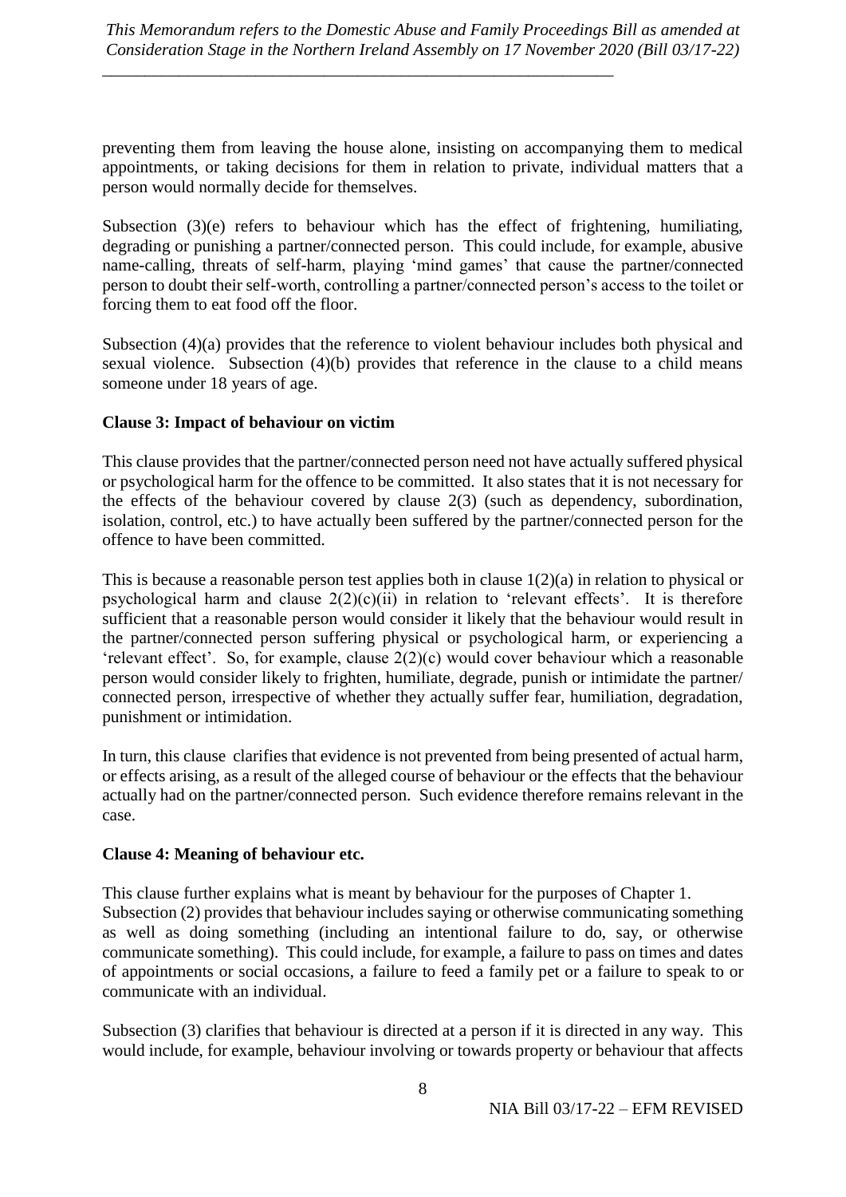preventing them from leaving the house alone, insisting on accompanying them to medical appointments, or taking decisions for them in relation to private, individual matters that a person would normally decide for themselves.

Subsection (3)(e) refers to behaviour which has the effect of frightening, humiliating, degrading or punishing a partner/connected person. This could include, for example, abusive name-calling, threats of self-harm, playing 'mind games' that cause the partner/connected person to doubt their self-worth, controlling a partner/connected person's access to the toilet or forcing them to eat food off the floor.

Subsection (4)(a) provides that the reference to violent behaviour includes both physical and sexual violence. Subsection (4)(b) provides that reference in the clause to a child means someone under 18 years of age.

**Clause 3: Impact of behaviour on victim**

This clause provides that the partner/connected person need not have actually suffered physical or psychological harm for the offence to be committed. It also states that it is not necessary for the effects of the behaviour covered by clause 2(3) (such as dependency, subordination, isolation, control, etc.) to have actually been suffered by the partner/connected person for the offence to have been committed.

This is because a reasonable person test applies both in clause 1(2)(a) in relation to physical or psychological harm and clause 2(2)(c)(ii) in relation to 'relevant effects'. It is therefore sufficient that a reasonable person would consider it likely that the behaviour would result in the partner/connected person suffering physical or psychological harm, or experiencing a 'relevant effect'. So, for example, clause 2(2)(c) would cover behaviour which a reasonable person would consider likely to frighten, humiliate, degrade, punish or intimidate the partner/ connected person, irrespective of whether they actually suffer fear, humiliation, degradation, punishment or intimidation.

In turn, this clause clarifies that evidence is not prevented from being presented of actual harm, or effects arising, as a result of the alleged course of behaviour or the effects that the behaviour actually had on the partner/connected person. Such evidence therefore remains relevant in the case.

**Clause 4: Meaning of behaviour etc.**

This clause further explains what is meant by behaviour for the purposes of Chapter 1. Subsection (2) provides that behaviour includes saying or otherwise communicating something as well as doing something (including an intentional failure to do, say, or otherwise communicate something). This could include, for example, a failure to pass on times and dates of appointments or social occasions, a failure to feed a family pet or a failure to speak to or communicate with an individual.

Subsection (3) clarifies that behaviour is directed at a person if it is directed in any way. This would include, for example, behaviour involving or towards property or behaviour that affects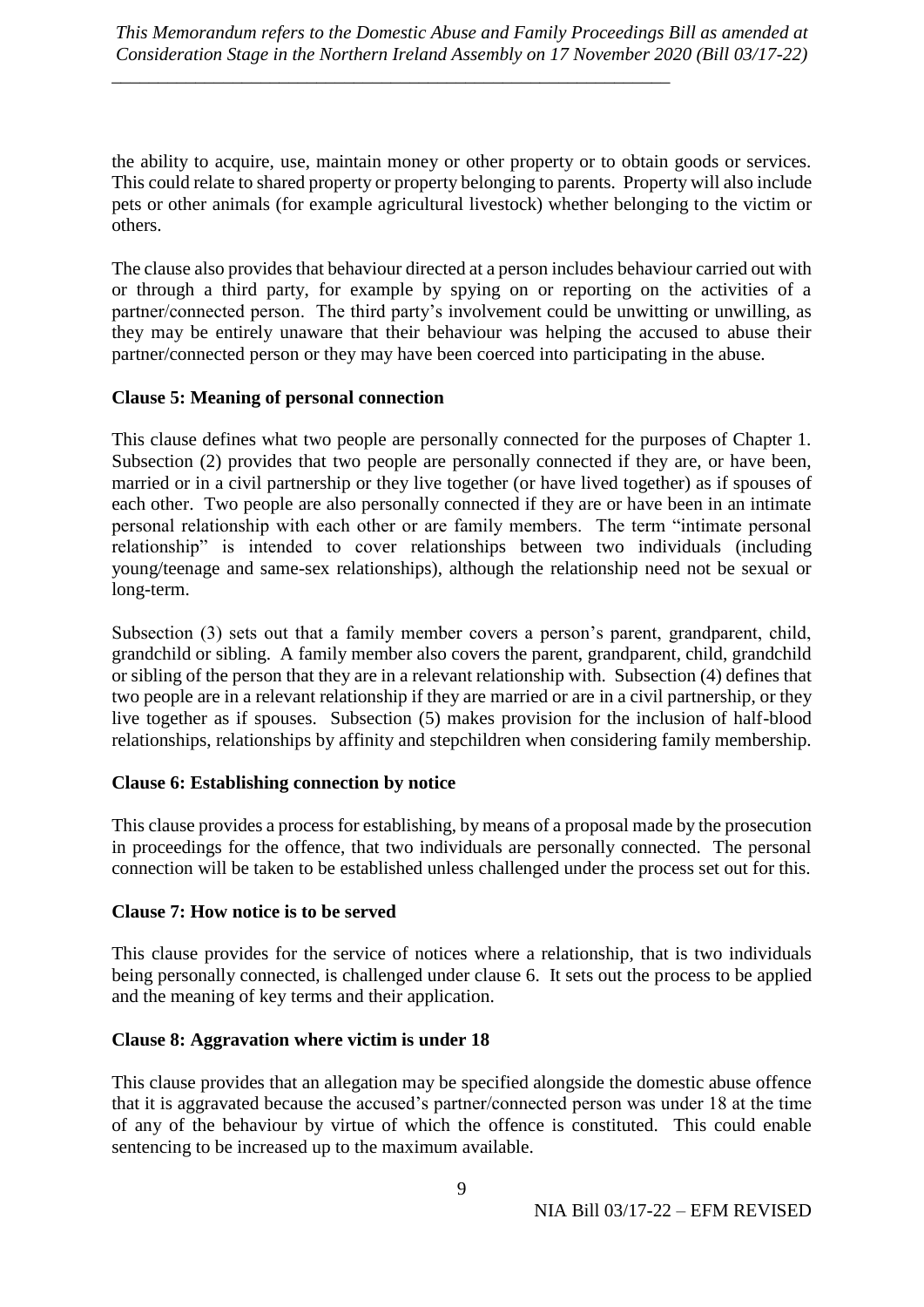the ability to acquire, use, maintain money or other property or to obtain goods or services. This could relate to shared property or property belonging to parents. Property will also include pets or other animals (for example agricultural livestock) whether belonging to the victim or others.

The clause also provides that behaviour directed at a person includes behaviour carried out with or through a third party, for example by spying on or reporting on the activities of a partner/connected person. The third party's involvement could be unwitting or unwilling, as they may be entirely unaware that their behaviour was helping the accused to abuse their partner/connected person or they may have been coerced into participating in the abuse.

**Clause 5: Meaning of personal connection**

This clause defines what two people are personally connected for the purposes of Chapter 1. Subsection (2) provides that two people are personally connected if they are, or have been, married or in a civil partnership or they live together (or have lived together) as if spouses of each other. Two people are also personally connected if they are or have been in an intimate personal relationship with each other or are family members. The term "intimate personal relationship" is intended to cover relationships between two individuals (including young/teenage and same-sex relationships), although the relationship need not be sexual or long-term.

Subsection (3) sets out that a family member covers a person's parent, grandparent, child, grandchild or sibling. A family member also covers the parent, grandparent, child, grandchild or sibling of the person that they are in a relevant relationship with. Subsection (4) defines that two people are in a relevant relationship if they are married or are in a civil partnership, or they live together as if spouses. Subsection (5) makes provision for the inclusion of half-blood relationships, relationships by affinity and stepchildren when considering family membership.

**Clause 6: Establishing connection by notice**

This clause provides a process for establishing, by means of a proposal made by the prosecution in proceedings for the offence, that two individuals are personally connected. The personal connection will be taken to be established unless challenged under the process set out for this.

**Clause 7: How notice is to be served**

This clause provides for the service of notices where a relationship, that is two individuals being personally connected, is challenged under clause 6. It sets out the process to be applied and the meaning of key terms and their application.

**Clause 8: Aggravation where victim is under 18**

This clause provides that an allegation may be specified alongside the domestic abuse offence that it is aggravated because the accused's partner/connected person was under 18 at the time of any of the behaviour by virtue of which the offence is constituted. This could enable sentencing to be increased up to the maximum available.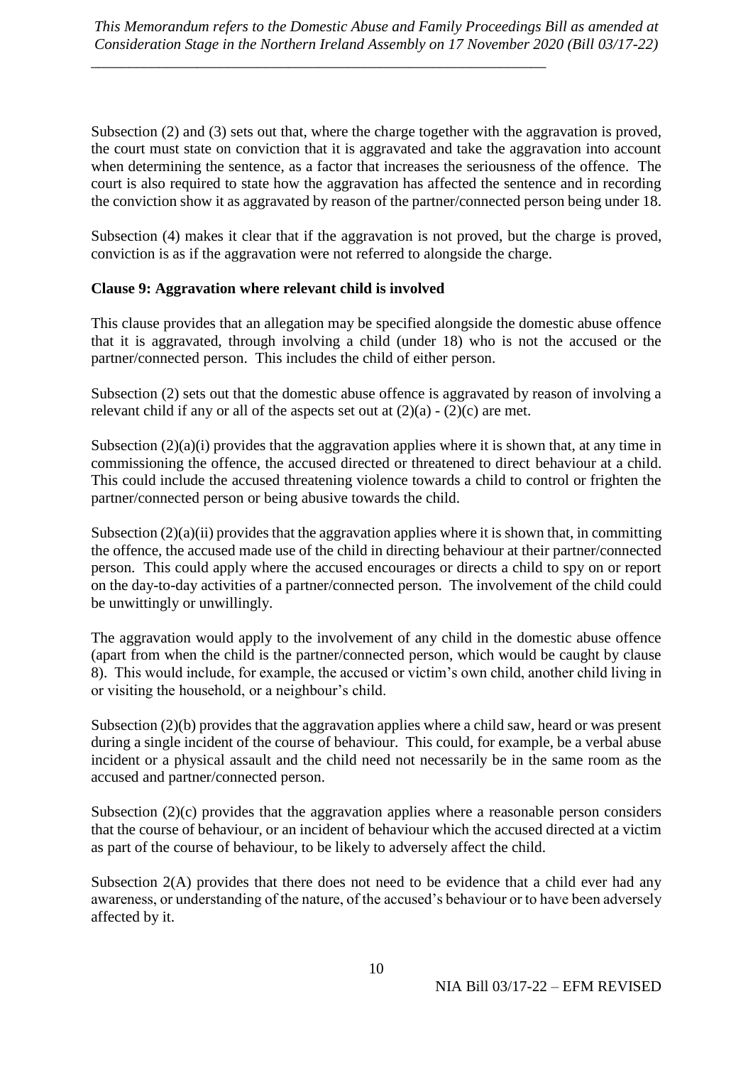Subsection (2) and (3) sets out that, where the charge together with the aggravation is proved, the court must state on conviction that it is aggravated and take the aggravation into account when determining the sentence, as a factor that increases the seriousness of the offence. The court is also required to state how the aggravation has affected the sentence and in recording the conviction show it as aggravated by reason of the partner/connected person being under 18.

Subsection (4) makes it clear that if the aggravation is not proved, but the charge is proved, conviction is as if the aggravation were not referred to alongside the charge.

**Clause 9: Aggravation where relevant child is involved**

This clause provides that an allegation may be specified alongside the domestic abuse offence that it is aggravated, through involving a child (under 18) who is not the accused or the partner/connected person. This includes the child of either person.

Subsection (2) sets out that the domestic abuse offence is aggravated by reason of involving a relevant child if any or all of the aspects set out at (2)(a) - (2)(c) are met.

Subsection (2)(a)(i) provides that the aggravation applies where it is shown that, at any time in commissioning the offence, the accused directed or threatened to direct behaviour at a child. This could include the accused threatening violence towards a child to control or frighten the partner/connected person or being abusive towards the child.

Subsection (2)(a)(ii) provides that the aggravation applies where it is shown that, in committing the offence, the accused made use of the child in directing behaviour at their partner/connected person. This could apply where the accused encourages or directs a child to spy on or report on the day-to-day activities of a partner/connected person. The involvement of the child could be unwittingly or unwillingly.

The aggravation would apply to the involvement of any child in the domestic abuse offence (apart from when the child is the partner/connected person, which would be caught by clause 8). This would include, for example, the accused or victim's own child, another child living in or visiting the household, or a neighbour's child.

Subsection (2)(b) provides that the aggravation applies where a child saw, heard or was present during a single incident of the course of behaviour. This could, for example, be a verbal abuse incident or a physical assault and the child need not necessarily be in the same room as the accused and partner/connected person.

Subsection (2)(c) provides that the aggravation applies where a reasonable person considers that the course of behaviour, or an incident of behaviour which the accused directed at a victim as part of the course of behaviour, to be likely to adversely affect the child.

Subsection 2(A) provides that there does not need to be evidence that a child ever had any awareness, or understanding of the nature, of the accused's behaviour or to have been adversely affected by it.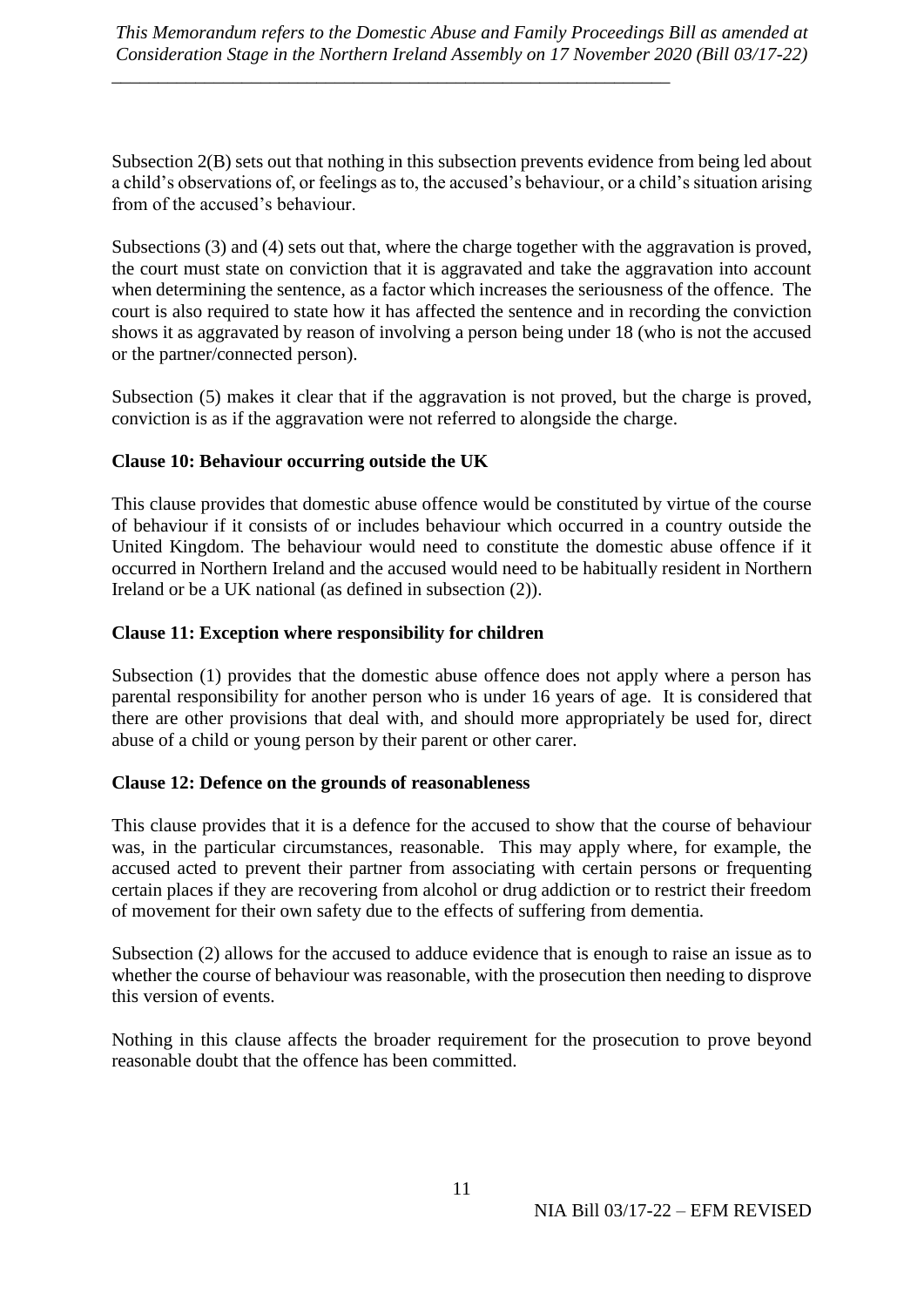Subsection 2(B) sets out that nothing in this subsection prevents evidence from being led about a child's observations of, or feelings as to, the accused's behaviour, or a child's situation arising from of the accused's behaviour.

Subsections (3) and (4) sets out that, where the charge together with the aggravation is proved, the court must state on conviction that it is aggravated and take the aggravation into account when determining the sentence, as a factor which increases the seriousness of the offence. The court is also required to state how it has affected the sentence and in recording the conviction shows it as aggravated by reason of involving a person being under 18 (who is not the accused or the partner/connected person).

Subsection (5) makes it clear that if the aggravation is not proved, but the charge is proved, conviction is as if the aggravation were not referred to alongside the charge.

**Clause 10: Behaviour occurring outside the UK**

This clause provides that domestic abuse offence would be constituted by virtue of the course of behaviour if it consists of or includes behaviour which occurred in a country outside the United Kingdom. The behaviour would need to constitute the domestic abuse offence if it occurred in Northern Ireland and the accused would need to be habitually resident in Northern Ireland or be a UK national (as defined in subsection (2)).

**Clause 11: Exception where responsibility for children**

Subsection (1) provides that the domestic abuse offence does not apply where a person has parental responsibility for another person who is under 16 years of age. It is considered that there are other provisions that deal with, and should more appropriately be used for, direct abuse of a child or young person by their parent or other carer.

**Clause 12: Defence on the grounds of reasonableness**

This clause provides that it is a defence for the accused to show that the course of behaviour was, in the particular circumstances, reasonable. This may apply where, for example, the accused acted to prevent their partner from associating with certain persons or frequenting certain places if they are recovering from alcohol or drug addiction or to restrict their freedom of movement for their own safety due to the effects of suffering from dementia.

Subsection (2) allows for the accused to adduce evidence that is enough to raise an issue as to whether the course of behaviour was reasonable, with the prosecution then needing to disprove this version of events.

Nothing in this clause affects the broader requirement for the prosecution to prove beyond reasonable doubt that the offence has been committed.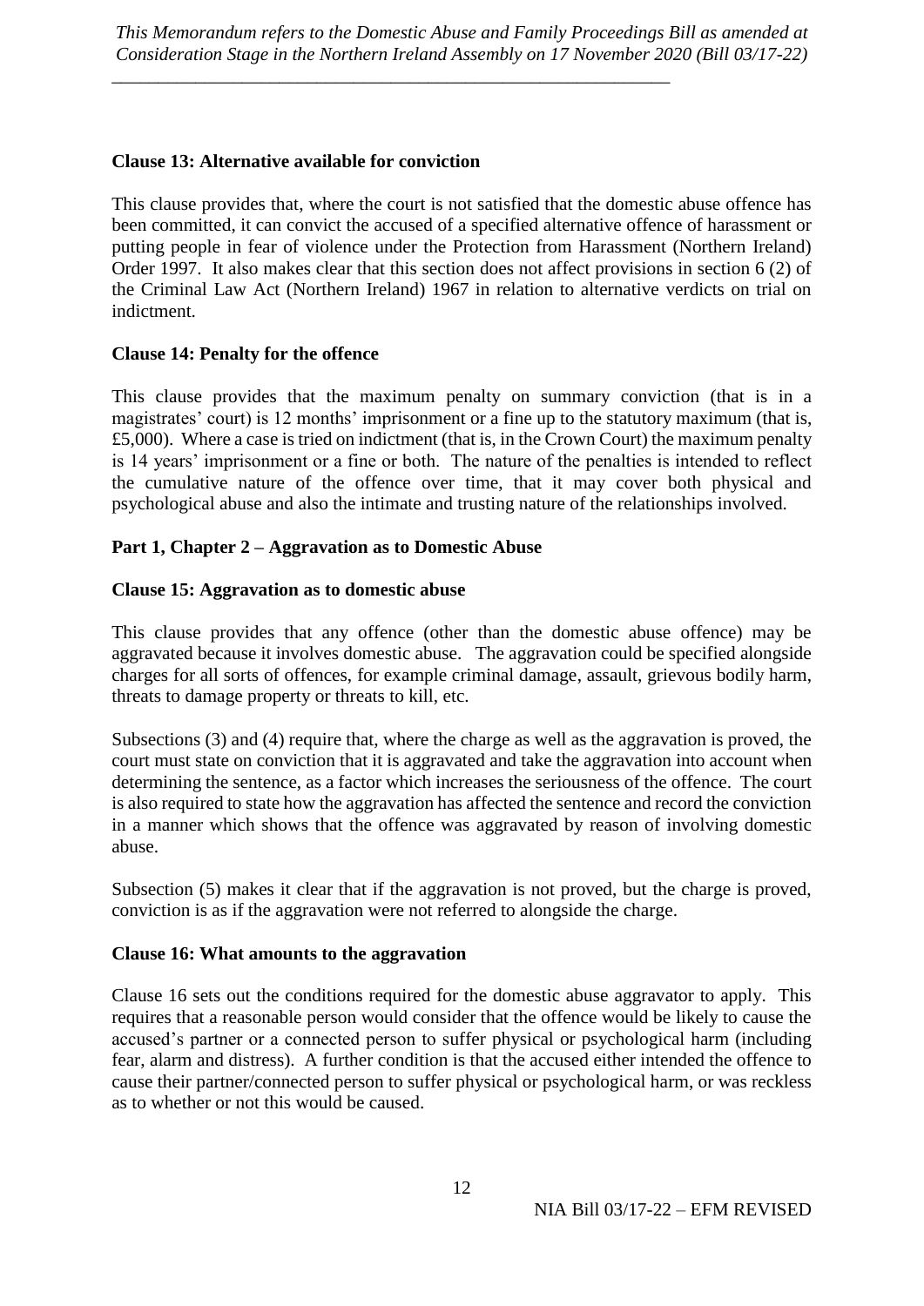### Clause 13: Alternative available for conviction

This clause provides that, where the court is not satisfied that the domestic abuse offence has been committed, it can convict the accused of a specified alternative offence of harassment or putting people in fear of violence under the Protection from Harassment (Northern Ireland) Order 1997. It also makes clear that this section does not affect provisions in section 6 (2) of the Criminal Law Act (Northern Ireland) 1967 in relation to alternative verdicts on trial on indictment.

### Clause 14: Penalty for the offence

This clause provides that the maximum penalty on summary conviction (that is in a magistrates' court) is 12 months' imprisonment or a fine up to the statutory maximum (that is, £5,000). Where a case is tried on indictment (that is, in the Crown Court) the maximum penalty is 14 years' imprisonment or a fine or both. The nature of the penalties is intended to reflect the cumulative nature of the offence over time, that it may cover both physical and psychological abuse and also the intimate and trusting nature of the relationships involved.

## Part 1, Chapter 2 – Aggravation as to Domestic Abuse

### Clause 15: Aggravation as to domestic abuse

This clause provides that any offence (other than the domestic abuse offence) may be aggravated because it involves domestic abuse. The aggravation could be specified alongside charges for all sorts of offences, for example criminal damage, assault, grievous bodily harm, threats to damage property or threats to kill, etc.

Subsections (3) and (4) require that, where the charge as well as the aggravation is proved, the court must state on conviction that it is aggravated and take the aggravation into account when determining the sentence, as a factor which increases the seriousness of the offence. The court is also required to state how the aggravation has affected the sentence and record the conviction in a manner which shows that the offence was aggravated by reason of involving domestic abuse.

Subsection (5) makes it clear that if the aggravation is not proved, but the charge is proved, conviction is as if the aggravation were not referred to alongside the charge.

### Clause 16: What amounts to the aggravation

Clause 16 sets out the conditions required for the domestic abuse aggravator to apply. This requires that a reasonable person would consider that the offence would be likely to cause the accused's partner or a connected person to suffer physical or psychological harm (including fear, alarm and distress). A further condition is that the accused either intended the offence to cause their partner/connected person to suffer physical or psychological harm, or was reckless as to whether or not this would be caused.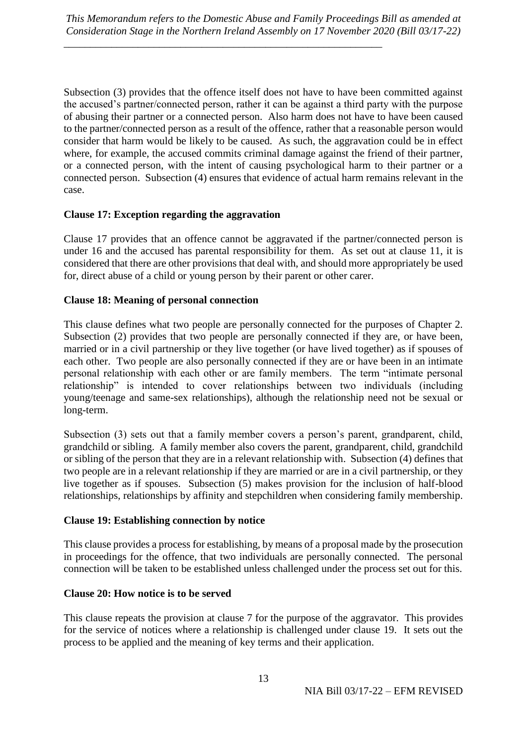Subsection (3) provides that the offence itself does not have to have been committed against the accused's partner/connected person, rather it can be against a third party with the purpose of abusing their partner or a connected person. Also harm does not have to have been caused to the partner/connected person as a result of the offence, rather that a reasonable person would consider that harm would be likely to be caused. As such, the aggravation could be in effect where, for example, the accused commits criminal damage against the friend of their partner, or a connected person, with the intent of causing psychological harm to their partner or a connected person. Subsection (4) ensures that evidence of actual harm remains relevant in the case.

**Clause 17: Exception regarding the aggravation**

Clause 17 provides that an offence cannot be aggravated if the partner/connected person is under 16 and the accused has parental responsibility for them. As set out at clause 11, it is considered that there are other provisions that deal with, and should more appropriately be used for, direct abuse of a child or young person by their parent or other carer.

**Clause 18: Meaning of personal connection**

This clause defines what two people are personally connected for the purposes of Chapter 2. Subsection (2) provides that two people are personally connected if they are, or have been, married or in a civil partnership or they live together (or have lived together) as if spouses of each other. Two people are also personally connected if they are or have been in an intimate personal relationship with each other or are family members. The term "intimate personal relationship" is intended to cover relationships between two individuals (including young/teenage and same-sex relationships), although the relationship need not be sexual or long-term.

Subsection (3) sets out that a family member covers a person's parent, grandparent, child, grandchild or sibling. A family member also covers the parent, grandparent, child, grandchild or sibling of the person that they are in a relevant relationship with. Subsection (4) defines that two people are in a relevant relationship if they are married or are in a civil partnership, or they live together as if spouses. Subsection (5) makes provision for the inclusion of half-blood relationships, relationships by affinity and stepchildren when considering family membership.

**Clause 19: Establishing connection by notice**

This clause provides a process for establishing, by means of a proposal made by the prosecution in proceedings for the offence, that two individuals are personally connected. The personal connection will be taken to be established unless challenged under the process set out for this.

**Clause 20: How notice is to be served**

This clause repeats the provision at clause 7 for the purpose of the aggravator. This provides for the service of notices where a relationship is challenged under clause 19. It sets out the process to be applied and the meaning of key terms and their application.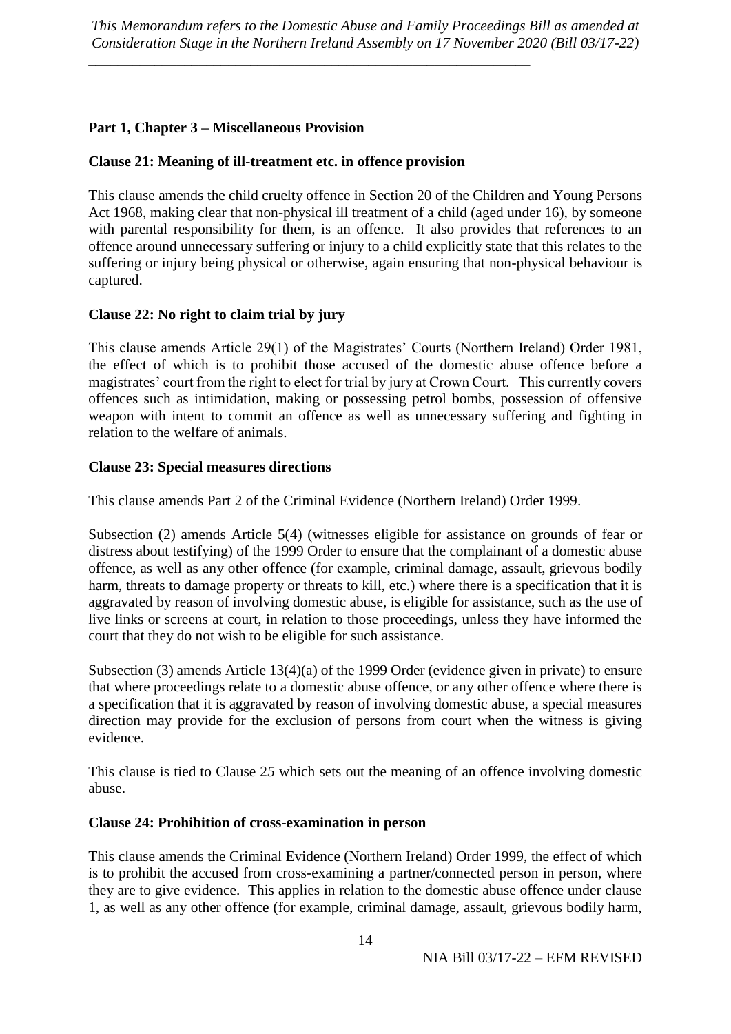**Part 1, Chapter 3 – Miscellaneous Provision**

**Clause 21: Meaning of ill-treatment etc. in offence provision**

This clause amends the child cruelty offence in Section 20 of the Children and Young Persons Act 1968, making clear that non-physical ill treatment of a child (aged under 16), by someone with parental responsibility for them, is an offence. It also provides that references to an offence around unnecessary suffering or injury to a child explicitly state that this relates to the suffering or injury being physical or otherwise, again ensuring that non-physical behaviour is captured.

**Clause 22: No right to claim trial by jury**

This clause amends Article 29(1) of the Magistrates' Courts (Northern Ireland) Order 1981, the effect of which is to prohibit those accused of the domestic abuse offence before a magistrates' court from the right to elect for trial by jury at Crown Court. This currently covers offences such as intimidation, making or possessing petrol bombs, possession of offensive weapon with intent to commit an offence as well as unnecessary suffering and fighting in relation to the welfare of animals.

**Clause 23: Special measures directions**

This clause amends Part 2 of the Criminal Evidence (Northern Ireland) Order 1999.

Subsection (2) amends Article 5(4) (witnesses eligible for assistance on grounds of fear or distress about testifying) of the 1999 Order to ensure that the complainant of a domestic abuse offence, as well as any other offence (for example, criminal damage, assault, grievous bodily harm, threats to damage property or threats to kill, etc.) where there is a specification that it is aggravated by reason of involving domestic abuse, is eligible for assistance, such as the use of live links or screens at court, in relation to those proceedings, unless they have informed the court that they do not wish to be eligible for such assistance.

Subsection (3) amends Article 13(4)(a) of the 1999 Order (evidence given in private) to ensure that where proceedings relate to a domestic abuse offence, or any other offence where there is a specification that it is aggravated by reason of involving domestic abuse, a special measures direction may provide for the exclusion of persons from court when the witness is giving evidence.

This clause is tied to Clause 25 which sets out the meaning of an offence involving domestic abuse.

**Clause 24: Prohibition of cross-examination in person**

This clause amends the Criminal Evidence (Northern Ireland) Order 1999, the effect of which is to prohibit the accused from cross-examining a partner/connected person in person, where they are to give evidence. This applies in relation to the domestic abuse offence under clause 1, as well as any other offence (for example, criminal damage, assault, grievous bodily harm,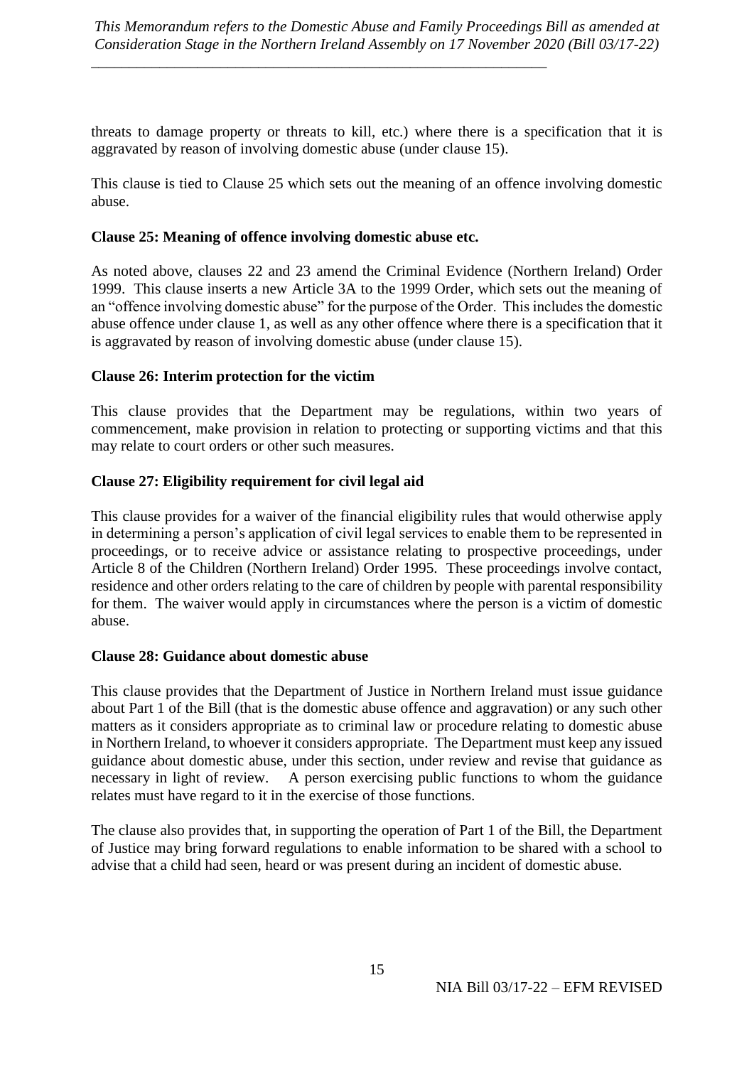threats to damage property or threats to kill, etc.) where there is a specification that it is aggravated by reason of involving domestic abuse (under clause 15).

This clause is tied to Clause 25 which sets out the meaning of an offence involving domestic abuse.

**Clause 25: Meaning of offence involving domestic abuse etc.**

As noted above, clauses 22 and 23 amend the Criminal Evidence (Northern Ireland) Order 1999. This clause inserts a new Article 3A to the 1999 Order, which sets out the meaning of an "offence involving domestic abuse" for the purpose of the Order. This includes the domestic abuse offence under clause 1, as well as any other offence where there is a specification that it is aggravated by reason of involving domestic abuse (under clause 15).

**Clause 26: Interim protection for the victim**

This clause provides that the Department may be regulations, within two years of commencement, make provision in relation to protecting or supporting victims and that this may relate to court orders or other such measures.

**Clause 27: Eligibility requirement for civil legal aid**

This clause provides for a waiver of the financial eligibility rules that would otherwise apply in determining a person's application of civil legal services to enable them to be represented in proceedings, or to receive advice or assistance relating to prospective proceedings, under Article 8 of the Children (Northern Ireland) Order 1995. These proceedings involve contact, residence and other orders relating to the care of children by people with parental responsibility for them. The waiver would apply in circumstances where the person is a victim of domestic abuse.

**Clause 28: Guidance about domestic abuse**

This clause provides that the Department of Justice in Northern Ireland must issue guidance about Part 1 of the Bill (that is the domestic abuse offence and aggravation) or any such other matters as it considers appropriate as to criminal law or procedure relating to domestic abuse in Northern Ireland, to whoever it considers appropriate. The Department must keep any issued guidance about domestic abuse, under this section, under review and revise that guidance as necessary in light of review. A person exercising public functions to whom the guidance relates must have regard to it in the exercise of those functions.

The clause also provides that, in supporting the operation of Part 1 of the Bill, the Department of Justice may bring forward regulations to enable information to be shared with a school to advise that a child had seen, heard or was present during an incident of domestic abuse.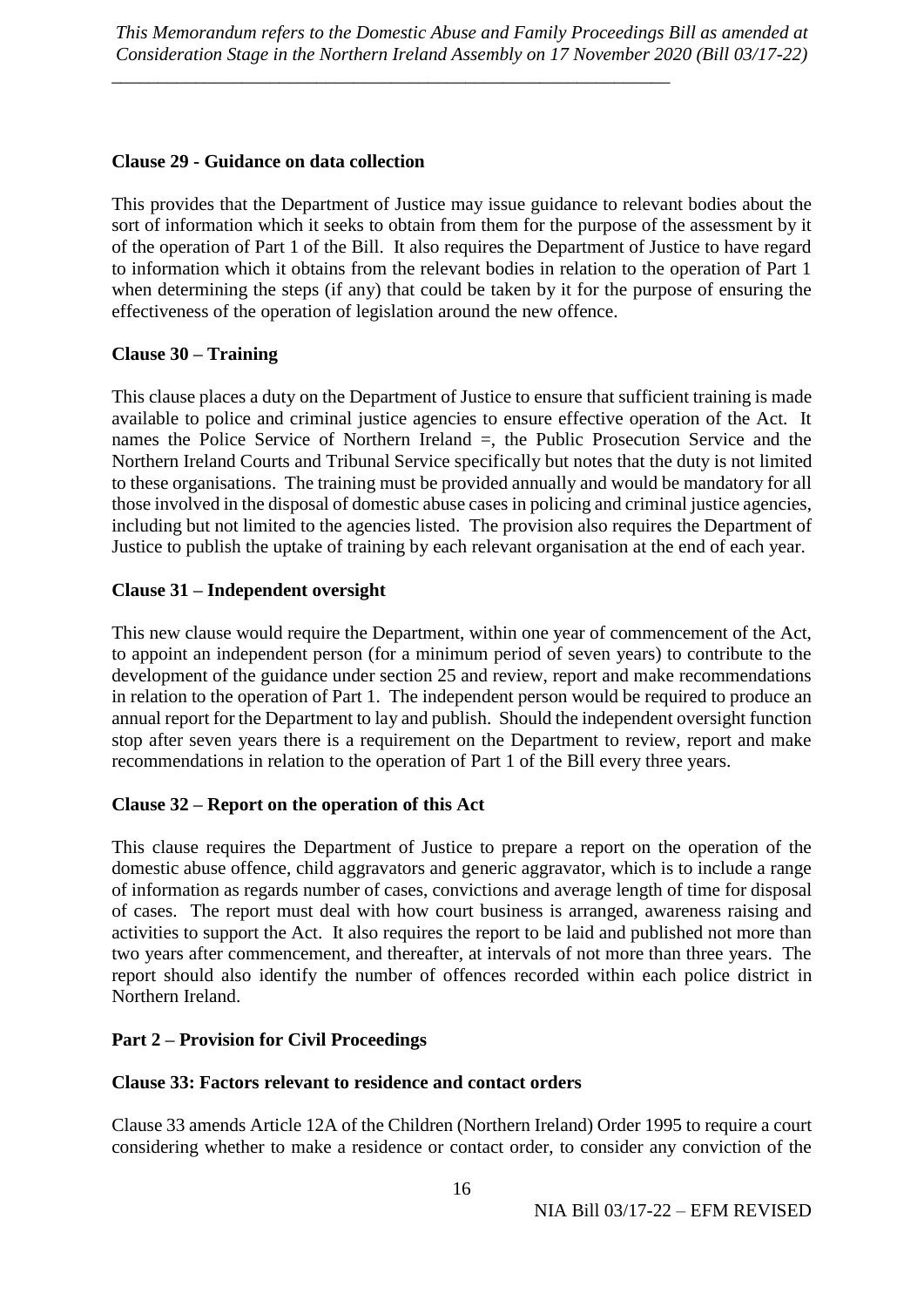**Clause 29 - Guidance on data collection**

This provides that the Department of Justice may issue guidance to relevant bodies about the sort of information which it seeks to obtain from them for the purpose of the assessment by it of the operation of Part 1 of the Bill. It also requires the Department of Justice to have regard to information which it obtains from the relevant bodies in relation to the operation of Part 1 when determining the steps (if any) that could be taken by it for the purpose of ensuring the effectiveness of the operation of legislation around the new offence.

**Clause 30 – Training**

This clause places a duty on the Department of Justice to ensure that sufficient training is made available to police and criminal justice agencies to ensure effective operation of the Act. It names the Police Service of Northern Ireland =, the Public Prosecution Service and the Northern Ireland Courts and Tribunal Service specifically but notes that the duty is not limited to these organisations. The training must be provided annually and would be mandatory for all those involved in the disposal of domestic abuse cases in policing and criminal justice agencies, including but not limited to the agencies listed. The provision also requires the Department of Justice to publish the uptake of training by each relevant organisation at the end of each year.

**Clause 31 – Independent oversight**

This new clause would require the Department, within one year of commencement of the Act, to appoint an independent person (for a minimum period of seven years) to contribute to the development of the guidance under section 25 and review, report and make recommendations in relation to the operation of Part 1. The independent person would be required to produce an annual report for the Department to lay and publish. Should the independent oversight function stop after seven years there is a requirement on the Department to review, report and make recommendations in relation to the operation of Part 1 of the Bill every three years.

**Clause 32 – Report on the operation of this Act**

This clause requires the Department of Justice to prepare a report on the operation of the domestic abuse offence, child aggravators and generic aggravator, which is to include a range of information as regards number of cases, convictions and average length of time for disposal of cases. The report must deal with how court business is arranged, awareness raising and activities to support the Act. It also requires the report to be laid and published not more than two years after commencement, and thereafter, at intervals of not more than three years. The report should also identify the number of offences recorded within each police district in Northern Ireland.

**Part 2 – Provision for Civil Proceedings**

**Clause 33: Factors relevant to residence and contact orders**

Clause 33 amends Article 12A of the Children (Northern Ireland) Order 1995 to require a court considering whether to make a residence or contact order, to consider any conviction of the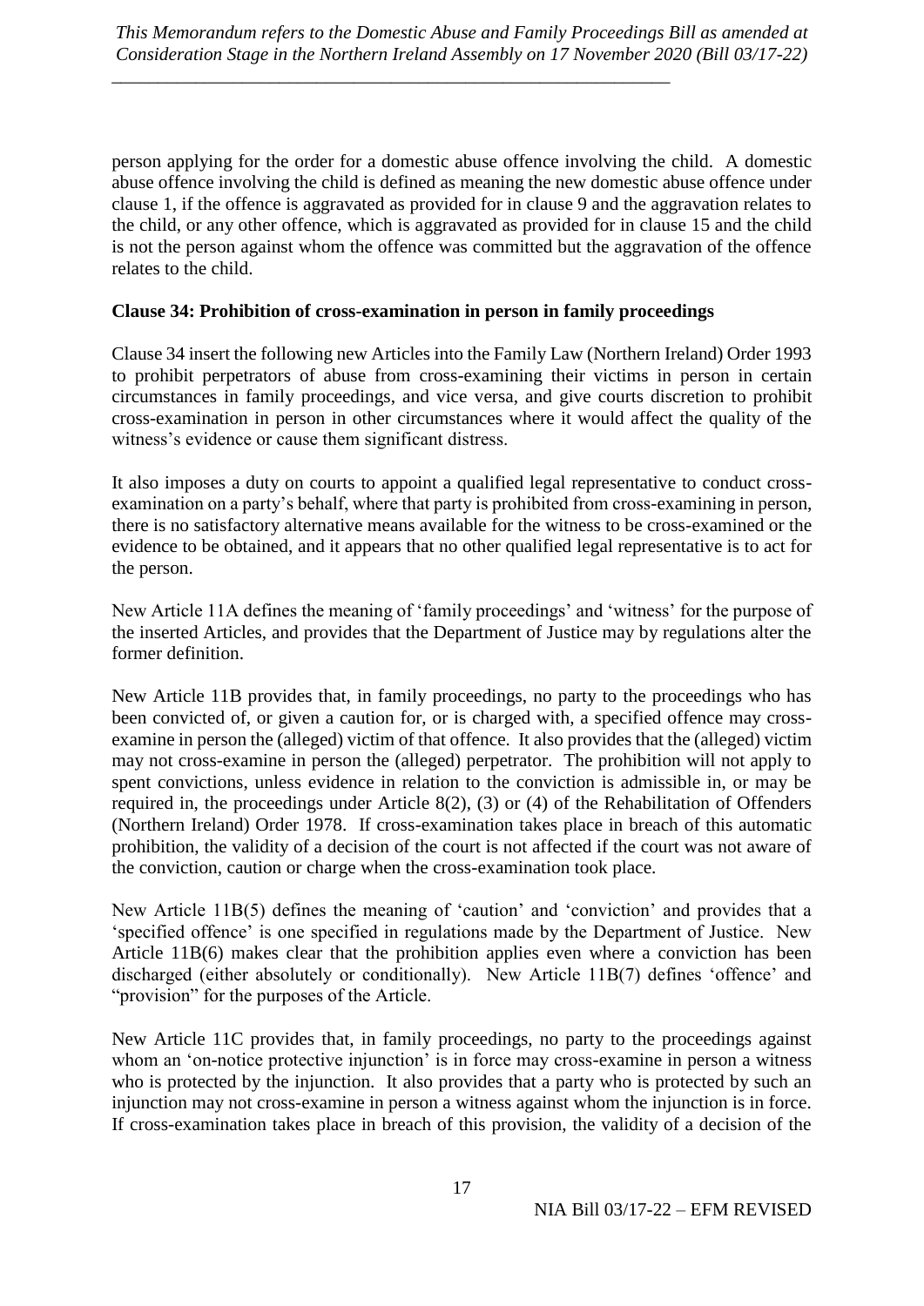person applying for the order for a domestic abuse offence involving the child. A domestic abuse offence involving the child is defined as meaning the new domestic abuse offence under clause 1, if the offence is aggravated as provided for in clause 9 and the aggravation relates to the child, or any other offence, which is aggravated as provided for in clause 15 and the child is not the person against whom the offence was committed but the aggravation of the offence relates to the child.

**Clause 34: Prohibition of cross-examination in person in family proceedings**

Clause 34 insert the following new Articles into the Family Law (Northern Ireland) Order 1993 to prohibit perpetrators of abuse from cross-examining their victims in person in certain circumstances in family proceedings, and vice versa, and give courts discretion to prohibit cross-examination in person in other circumstances where it would affect the quality of the witness's evidence or cause them significant distress.

It also imposes a duty on courts to appoint a qualified legal representative to conduct cross-examination on a party's behalf, where that party is prohibited from cross-examining in person, there is no satisfactory alternative means available for the witness to be cross-examined or the evidence to be obtained, and it appears that no other qualified legal representative is to act for the person.

New Article 11A defines the meaning of 'family proceedings' and 'witness' for the purpose of the inserted Articles, and provides that the Department of Justice may by regulations alter the former definition.

New Article 11B provides that, in family proceedings, no party to the proceedings who has been convicted of, or given a caution for, or is charged with, a specified offence may cross-examine in person the (alleged) victim of that offence. It also provides that the (alleged) victim may not cross-examine in person the (alleged) perpetrator. The prohibition will not apply to spent convictions, unless evidence in relation to the conviction is admissible in, or may be required in, the proceedings under Article 8(2), (3) or (4) of the Rehabilitation of Offenders (Northern Ireland) Order 1978. If cross-examination takes place in breach of this automatic prohibition, the validity of a decision of the court is not affected if the court was not aware of the conviction, caution or charge when the cross-examination took place.

New Article 11B(5) defines the meaning of 'caution' and 'conviction' and provides that a 'specified offence' is one specified in regulations made by the Department of Justice. New Article 11B(6) makes clear that the prohibition applies even where a conviction has been discharged (either absolutely or conditionally). New Article 11B(7) defines 'offence' and "provision" for the purposes of the Article.

New Article 11C provides that, in family proceedings, no party to the proceedings against whom an 'on-notice protective injunction' is in force may cross-examine in person a witness who is protected by the injunction. It also provides that a party who is protected by such an injunction may not cross-examine in person a witness against whom the injunction is in force. If cross-examination takes place in breach of this provision, the validity of a decision of the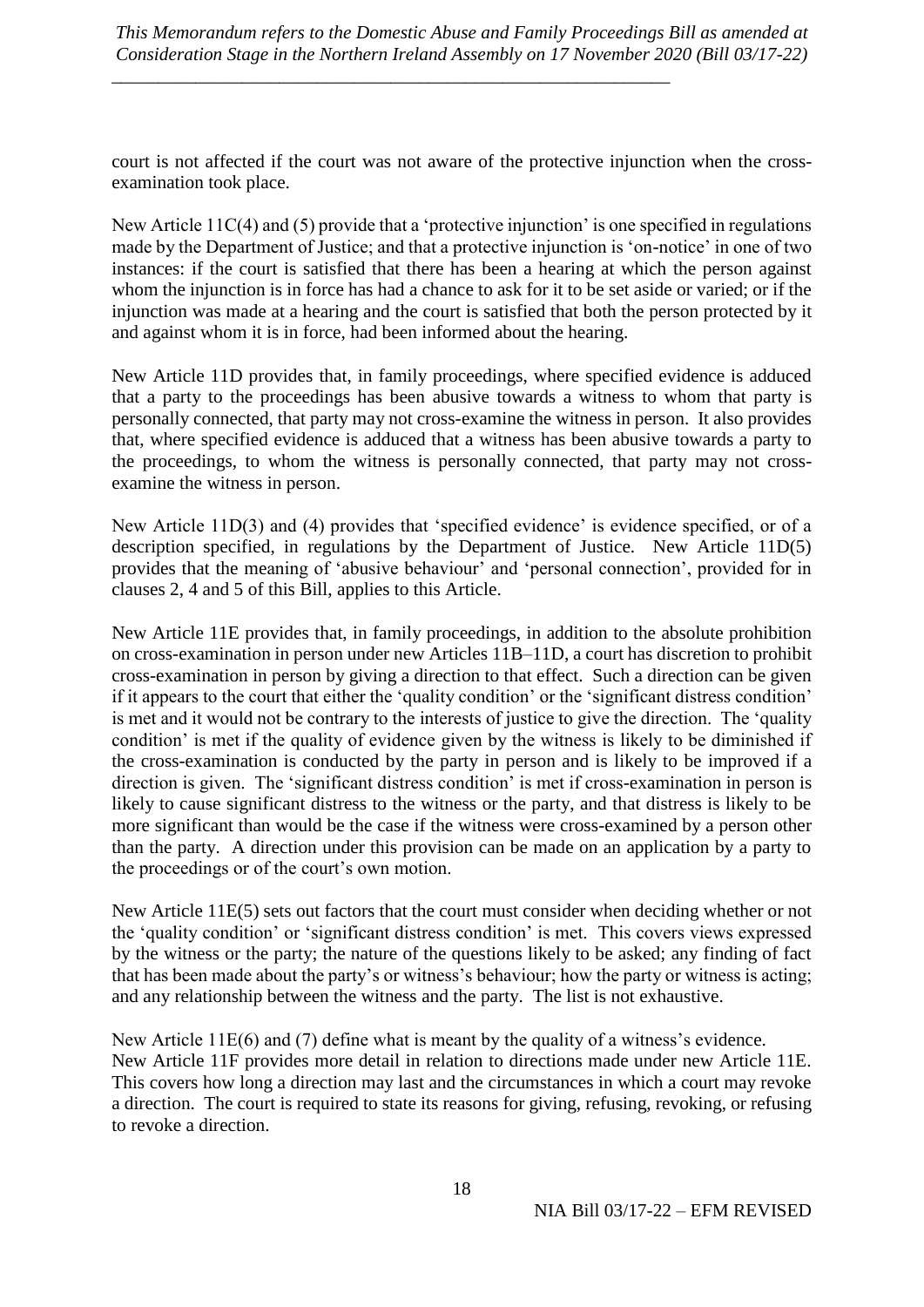court is not affected if the court was not aware of the protective injunction when the cross-examination took place.

New Article 11C(4) and (5) provide that a 'protective injunction' is one specified in regulations made by the Department of Justice; and that a protective injunction is 'on-notice' in one of two instances: if the court is satisfied that there has been a hearing at which the person against whom the injunction is in force has had a chance to ask for it to be set aside or varied; or if the injunction was made at a hearing and the court is satisfied that both the person protected by it and against whom it is in force, had been informed about the hearing.

New Article 11D provides that, in family proceedings, where specified evidence is adduced that a party to the proceedings has been abusive towards a witness to whom that party is personally connected, that party may not cross-examine the witness in person. It also provides that, where specified evidence is adduced that a witness has been abusive towards a party to the proceedings, to whom the witness is personally connected, that party may not cross-examine the witness in person.

New Article 11D(3) and (4) provides that 'specified evidence' is evidence specified, or of a description specified, in regulations by the Department of Justice. New Article 11D(5) provides that the meaning of 'abusive behaviour' and 'personal connection', provided for in clauses 2, 4 and 5 of this Bill, applies to this Article.

New Article 11E provides that, in family proceedings, in addition to the absolute prohibition on cross-examination in person under new Articles 11B–11D, a court has discretion to prohibit cross-examination in person by giving a direction to that effect. Such a direction can be given if it appears to the court that either the 'quality condition' or the 'significant distress condition' is met and it would not be contrary to the interests of justice to give the direction. The 'quality condition' is met if the quality of evidence given by the witness is likely to be diminished if the cross-examination is conducted by the party in person and is likely to be improved if a direction is given. The 'significant distress condition' is met if cross-examination in person is likely to cause significant distress to the witness or the party, and that distress is likely to be more significant than would be the case if the witness were cross-examined by a person other than the party. A direction under this provision can be made on an application by a party to the proceedings or of the court's own motion.

New Article 11E(5) sets out factors that the court must consider when deciding whether or not the 'quality condition' or 'significant distress condition' is met. This covers views expressed by the witness or the party; the nature of the questions likely to be asked; any finding of fact that has been made about the party's or witness's behaviour; how the party or witness is acting; and any relationship between the witness and the party. The list is not exhaustive.

New Article 11E(6) and (7) define what is meant by the quality of a witness's evidence.

New Article 11F provides more detail in relation to directions made under new Article 11E. This covers how long a direction may last and the circumstances in which a court may revoke a direction. The court is required to state its reasons for giving, refusing, revoking, or refusing to revoke a direction.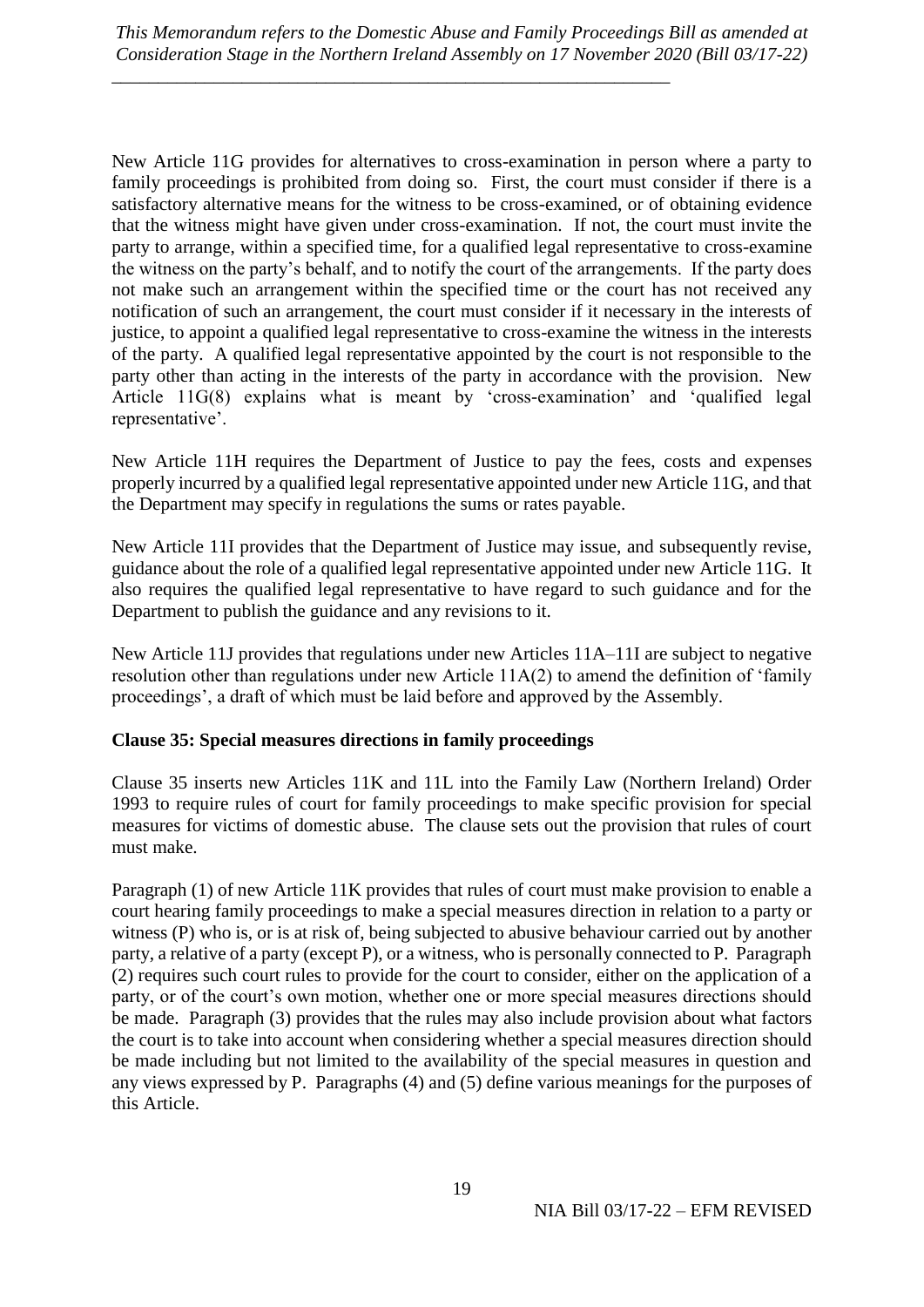New Article 11G provides for alternatives to cross-examination in person where a party to family proceedings is prohibited from doing so. First, the court must consider if there is a satisfactory alternative means for the witness to be cross-examined, or of obtaining evidence that the witness might have given under cross-examination. If not, the court must invite the party to arrange, within a specified time, for a qualified legal representative to cross-examine the witness on the party's behalf, and to notify the court of the arrangements. If the party does not make such an arrangement within the specified time or the court has not received any notification of such an arrangement, the court must consider if it necessary in the interests of justice, to appoint a qualified legal representative to cross-examine the witness in the interests of the party. A qualified legal representative appointed by the court is not responsible to the party other than acting in the interests of the party in accordance with the provision. New Article 11G(8) explains what is meant by 'cross-examination' and 'qualified legal representative'.

New Article 11H requires the Department of Justice to pay the fees, costs and expenses properly incurred by a qualified legal representative appointed under new Article 11G, and that the Department may specify in regulations the sums or rates payable.

New Article 11I provides that the Department of Justice may issue, and subsequently revise, guidance about the role of a qualified legal representative appointed under new Article 11G. It also requires the qualified legal representative to have regard to such guidance and for the Department to publish the guidance and any revisions to it.

New Article 11J provides that regulations under new Articles 11A–11I are subject to negative resolution other than regulations under new Article 11A(2) to amend the definition of 'family proceedings', a draft of which must be laid before and approved by the Assembly.

**Clause 35: Special measures directions in family proceedings**

Clause 35 inserts new Articles 11K and 11L into the Family Law (Northern Ireland) Order 1993 to require rules of court for family proceedings to make specific provision for special measures for victims of domestic abuse. The clause sets out the provision that rules of court must make.

Paragraph (1) of new Article 11K provides that rules of court must make provision to enable a court hearing family proceedings to make a special measures direction in relation to a party or witness (P) who is, or is at risk of, being subjected to abusive behaviour carried out by another party, a relative of a party (except P), or a witness, who is personally connected to P. Paragraph (2) requires such court rules to provide for the court to consider, either on the application of a party, or of the court's own motion, whether one or more special measures directions should be made. Paragraph (3) provides that the rules may also include provision about what factors the court is to take into account when considering whether a special measures direction should be made including but not limited to the availability of the special measures in question and any views expressed by P. Paragraphs (4) and (5) define various meanings for the purposes of this Article.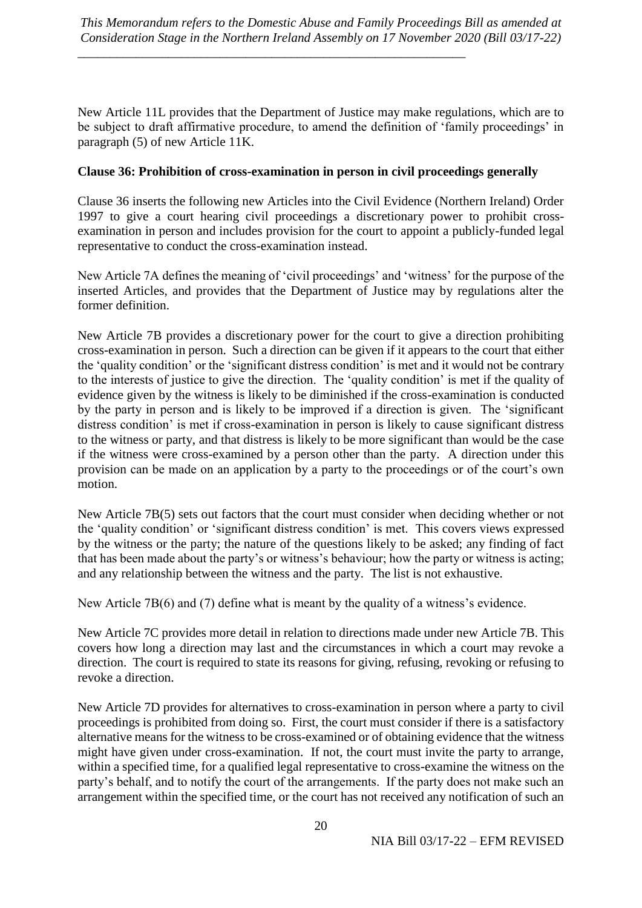New Article 11L provides that the Department of Justice may make regulations, which are to be subject to draft affirmative procedure, to amend the definition of 'family proceedings' in paragraph (5) of new Article 11K.

**Clause 36: Prohibition of cross-examination in person in civil proceedings generally**

Clause 36 inserts the following new Articles into the Civil Evidence (Northern Ireland) Order 1997 to give a court hearing civil proceedings a discretionary power to prohibit cross-examination in person and includes provision for the court to appoint a publicly-funded legal representative to conduct the cross-examination instead.

New Article 7A defines the meaning of 'civil proceedings' and 'witness' for the purpose of the inserted Articles, and provides that the Department of Justice may by regulations alter the former definition.

New Article 7B provides a discretionary power for the court to give a direction prohibiting cross-examination in person. Such a direction can be given if it appears to the court that either the 'quality condition' or the 'significant distress condition' is met and it would not be contrary to the interests of justice to give the direction. The 'quality condition' is met if the quality of evidence given by the witness is likely to be diminished if the cross-examination is conducted by the party in person and is likely to be improved if a direction is given. The 'significant distress condition' is met if cross-examination in person is likely to cause significant distress to the witness or party, and that distress is likely to be more significant than would be the case if the witness were cross-examined by a person other than the party. A direction under this provision can be made on an application by a party to the proceedings or of the court's own motion.

New Article 7B(5) sets out factors that the court must consider when deciding whether or not the 'quality condition' or 'significant distress condition' is met. This covers views expressed by the witness or the party; the nature of the questions likely to be asked; any finding of fact that has been made about the party's or witness's behaviour; how the party or witness is acting; and any relationship between the witness and the party. The list is not exhaustive.

New Article 7B(6) and (7) define what is meant by the quality of a witness's evidence.

New Article 7C provides more detail in relation to directions made under new Article 7B. This covers how long a direction may last and the circumstances in which a court may revoke a direction. The court is required to state its reasons for giving, refusing, revoking or refusing to revoke a direction.

New Article 7D provides for alternatives to cross-examination in person where a party to civil proceedings is prohibited from doing so. First, the court must consider if there is a satisfactory alternative means for the witness to be cross-examined or of obtaining evidence that the witness might have given under cross-examination. If not, the court must invite the party to arrange, within a specified time, for a qualified legal representative to cross-examine the witness on the party's behalf, and to notify the court of the arrangements. If the party does not make such an arrangement within the specified time, or the court has not received any notification of such an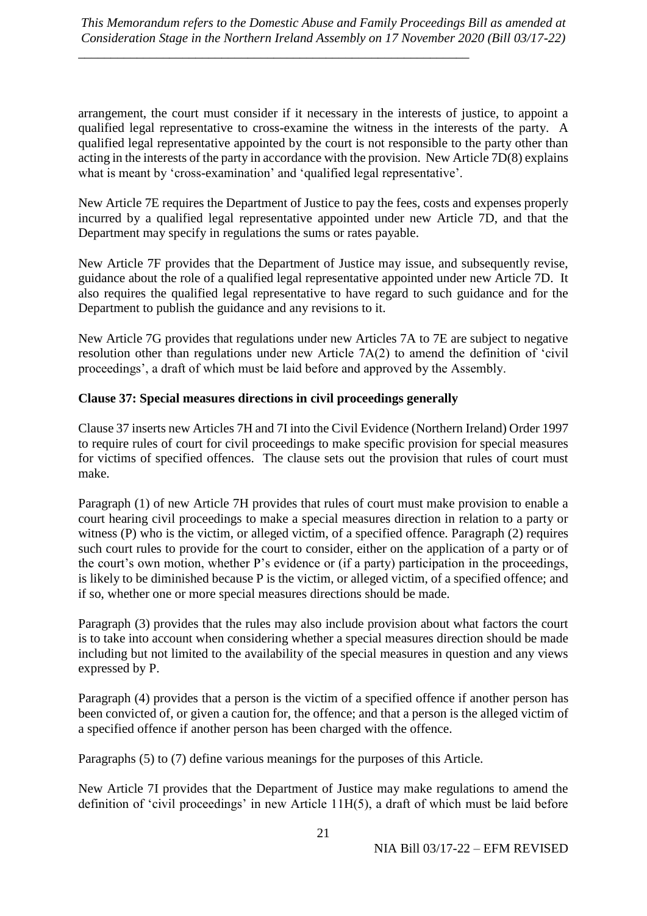arrangement, the court must consider if it necessary in the interests of justice, to appoint a qualified legal representative to cross-examine the witness in the interests of the party. A qualified legal representative appointed by the court is not responsible to the party other than acting in the interests of the party in accordance with the provision. New Article 7D(8) explains what is meant by 'cross-examination' and 'qualified legal representative'.

New Article 7E requires the Department of Justice to pay the fees, costs and expenses properly incurred by a qualified legal representative appointed under new Article 7D, and that the Department may specify in regulations the sums or rates payable.

New Article 7F provides that the Department of Justice may issue, and subsequently revise, guidance about the role of a qualified legal representative appointed under new Article 7D. It also requires the qualified legal representative to have regard to such guidance and for the Department to publish the guidance and any revisions to it.

New Article 7G provides that regulations under new Articles 7A to 7E are subject to negative resolution other than regulations under new Article 7A(2) to amend the definition of 'civil proceedings', a draft of which must be laid before and approved by the Assembly.

**Clause 37: Special measures directions in civil proceedings generally**

Clause 37 inserts new Articles 7H and 7I into the Civil Evidence (Northern Ireland) Order 1997 to require rules of court for civil proceedings to make specific provision for special measures for victims of specified offences. The clause sets out the provision that rules of court must make.

Paragraph (1) of new Article 7H provides that rules of court must make provision to enable a court hearing civil proceedings to make a special measures direction in relation to a party or witness (P) who is the victim, or alleged victim, of a specified offence. Paragraph (2) requires such court rules to provide for the court to consider, either on the application of a party or of the court's own motion, whether P's evidence or (if a party) participation in the proceedings, is likely to be diminished because P is the victim, or alleged victim, of a specified offence; and if so, whether one or more special measures directions should be made.

Paragraph (3) provides that the rules may also include provision about what factors the court is to take into account when considering whether a special measures direction should be made including but not limited to the availability of the special measures in question and any views expressed by P.

Paragraph (4) provides that a person is the victim of a specified offence if another person has been convicted of, or given a caution for, the offence; and that a person is the alleged victim of a specified offence if another person has been charged with the offence.

Paragraphs (5) to (7) define various meanings for the purposes of this Article.

New Article 7I provides that the Department of Justice may make regulations to amend the definition of 'civil proceedings' in new Article 11H(5), a draft of which must be laid before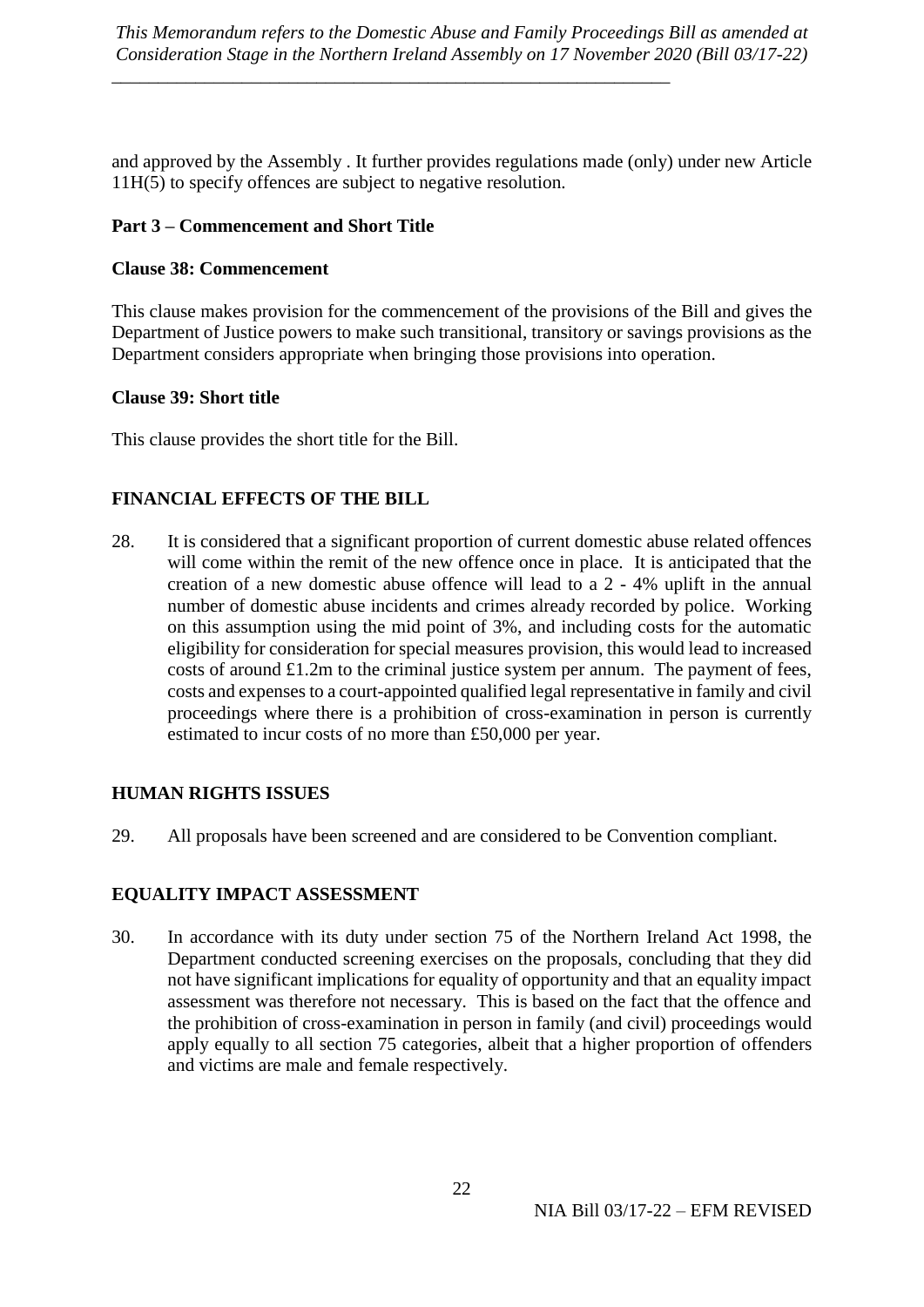and approved by the Assembly . It further provides regulations made (only) under new Article 11H(5) to specify offences are subject to negative resolution.

### Part 3 – Commencement and Short Title

### Clause 38: Commencement

This clause makes provision for the commencement of the provisions of the Bill and gives the Department of Justice powers to make such transitional, transitory or savings provisions as the Department considers appropriate when bringing those provisions into operation.

### Clause 39: Short title

This clause provides the short title for the Bill.

## FINANCIAL EFFECTS OF THE BILL

28. It is considered that a significant proportion of current domestic abuse related offences will come within the remit of the new offence once in place. It is anticipated that the creation of a new domestic abuse offence will lead to a 2 - 4% uplift in the annual number of domestic abuse incidents and crimes already recorded by police. Working on this assumption using the mid point of 3%, and including costs for the automatic eligibility for consideration for special measures provision, this would lead to increased costs of around £1.2m to the criminal justice system per annum. The payment of fees, costs and expenses to a court-appointed qualified legal representative in family and civil proceedings where there is a prohibition of cross-examination in person is currently estimated to incur costs of no more than £50,000 per year.

## HUMAN RIGHTS ISSUES

29. All proposals have been screened and are considered to be Convention compliant.

## EQUALITY IMPACT ASSESSMENT

30. In accordance with its duty under section 75 of the Northern Ireland Act 1998, the Department conducted screening exercises on the proposals, concluding that they did not have significant implications for equality of opportunity and that an equality impact assessment was therefore not necessary. This is based on the fact that the offence and the prohibition of cross-examination in person in family (and civil) proceedings would apply equally to all section 75 categories, albeit that a higher proportion of offenders and victims are male and female respectively.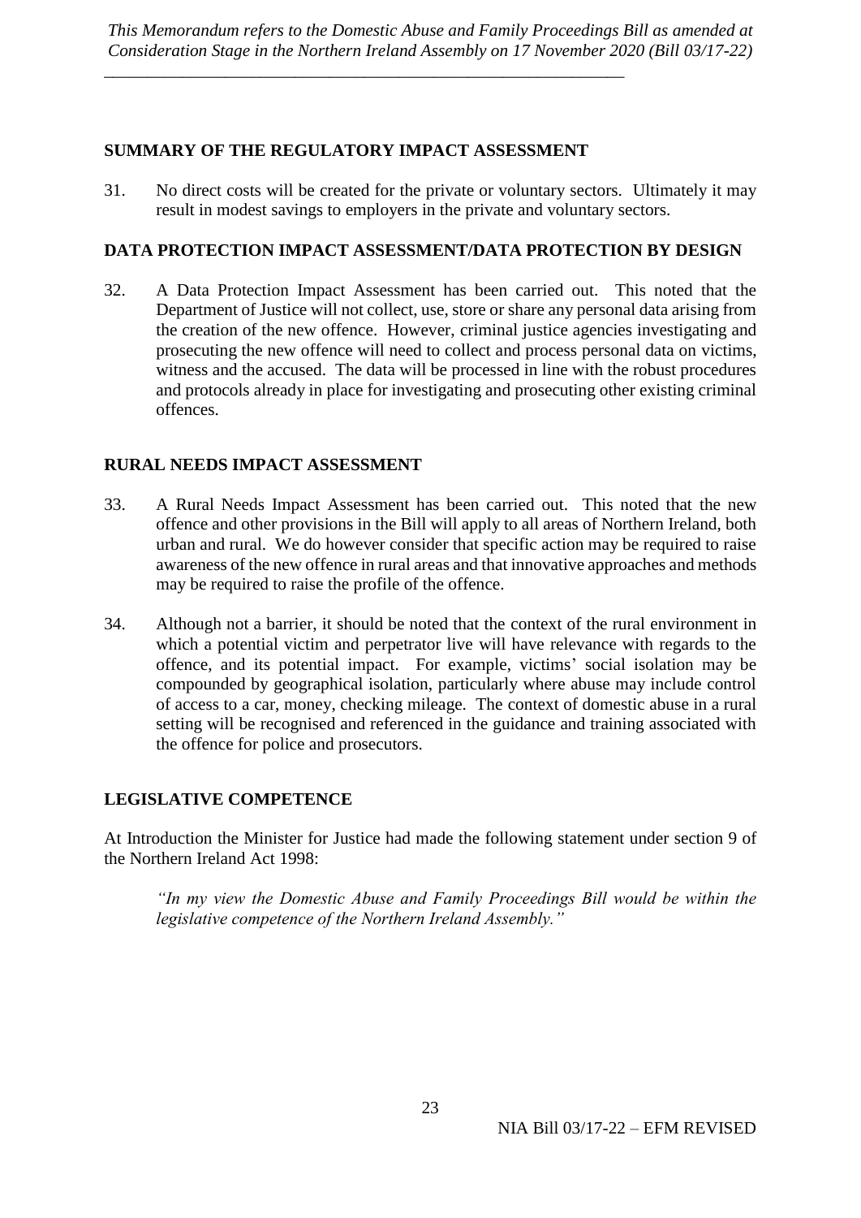## SUMMARY OF THE REGULATORY IMPACT ASSESSMENT

31. No direct costs will be created for the private or voluntary sectors. Ultimately it may result in modest savings to employers in the private and voluntary sectors.

## DATA PROTECTION IMPACT ASSESSMENT/DATA PROTECTION BY DESIGN

32. A Data Protection Impact Assessment has been carried out. This noted that the Department of Justice will not collect, use, store or share any personal data arising from the creation of the new offence. However, criminal justice agencies investigating and prosecuting the new offence will need to collect and process personal data on victims, witness and the accused. The data will be processed in line with the robust procedures and protocols already in place for investigating and prosecuting other existing criminal offences.

## RURAL NEEDS IMPACT ASSESSMENT

33. A Rural Needs Impact Assessment has been carried out. This noted that the new offence and other provisions in the Bill will apply to all areas of Northern Ireland, both urban and rural. We do however consider that specific action may be required to raise awareness of the new offence in rural areas and that innovative approaches and methods may be required to raise the profile of the offence.

34. Although not a barrier, it should be noted that the context of the rural environment in which a potential victim and perpetrator live will have relevance with regards to the offence, and its potential impact. For example, victims' social isolation may be compounded by geographical isolation, particularly where abuse may include control of access to a car, money, checking mileage. The context of domestic abuse in a rural setting will be recognised and referenced in the guidance and training associated with the offence for police and prosecutors.

## LEGISLATIVE COMPETENCE

At Introduction the Minister for Justice had made the following statement under section 9 of the Northern Ireland Act 1998:

> *"In my view the Domestic Abuse and Family Proceedings Bill would be within the legislative competence of the Northern Ireland Assembly."*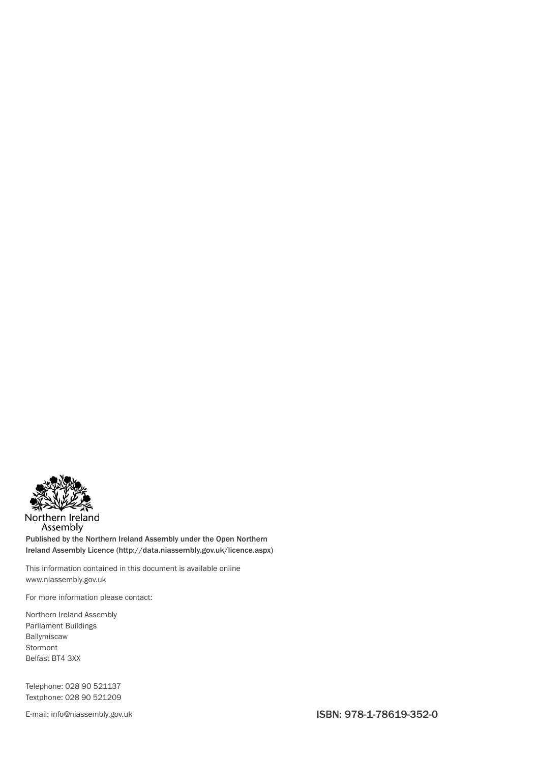Northern Ireland Assembly

**Published by the Northern Ireland Assembly under the Open Northern Ireland Assembly Licence (http://data.niassembly.gov.uk/licence.aspx)**

This information contained in this document is available online
www.niassembly.gov.uk

For more information please contact:

Northern Ireland Assembly
Parliament Buildings
Ballymiscaw
Stormont
Belfast BT4 3XX

Telephone: 028 90 521137
Textphone: 028 90 521209

E-mail: info@niassembly.gov.uk

ISBN: 978-1-78619-352-0